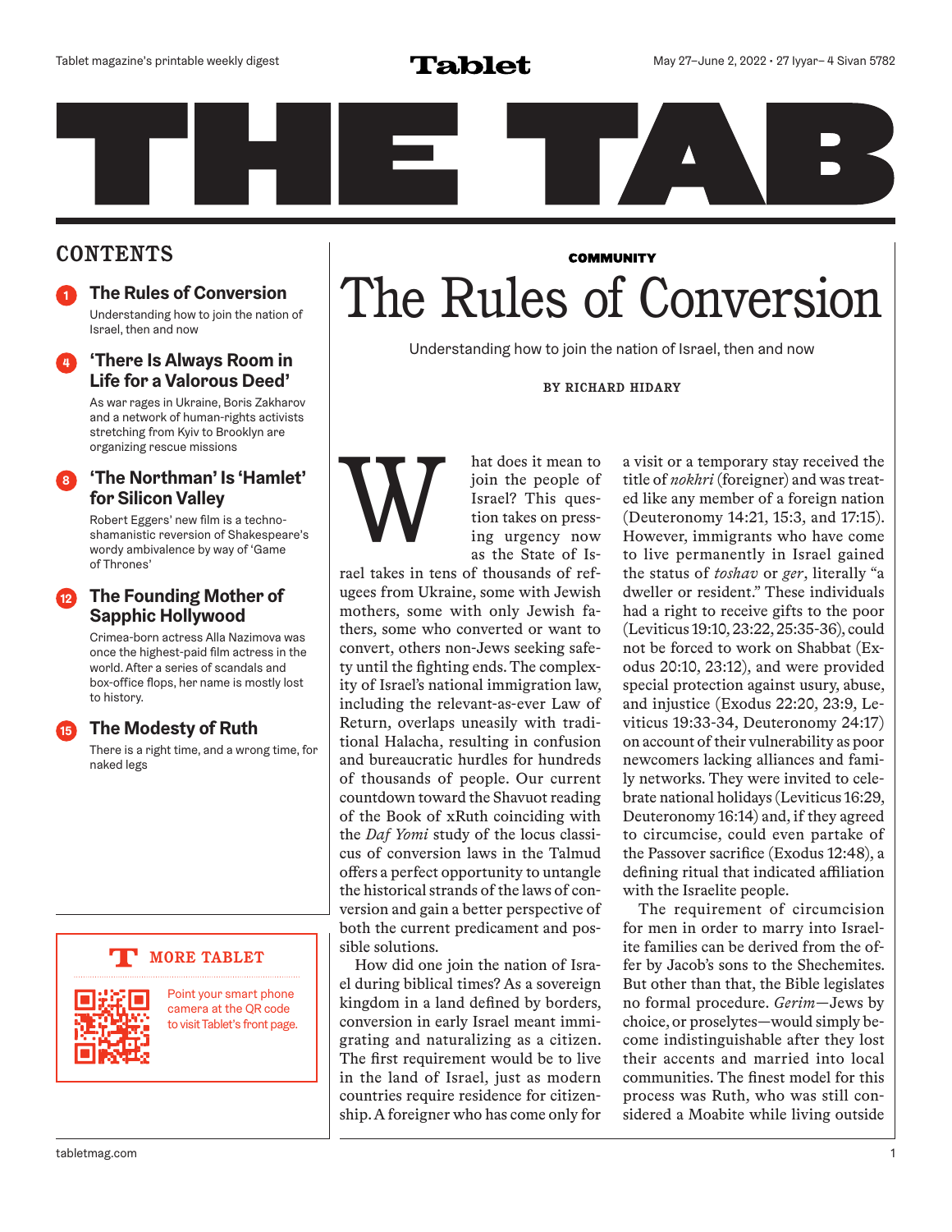Tablet magazine's printable weekly digest

# THE TAB

May 27–June 2, 2022 • 27 Iyyar– 4 Sivan 5782

## CONTENTS

1 **The Rules of Conversion**
Understanding how to join the nation of Israel, then and now

4 **'There Is Always Room in Life for a Valorous Deed'**
As war rages in Ukraine, Boris Zakharov and a network of human-rights activists stretching from Kyiv to Brooklyn are organizing rescue missions

8 **'The Northman' Is 'Hamlet' for Silicon Valley**
Robert Eggers' new film is a techno-shamanistic reversion of Shakespeare's wordy ambivalence by way of 'Game of Thrones'

12 **The Founding Mother of Sapphic Hollywood**
Crimea-born actress Alla Nazimova was once the highest-paid film actress in the world. After a series of scandals and box-office flops, her name is mostly lost to history.

15 **The Modesty of Ruth**
There is a right time, and a wrong time, for naked legs

**MORE TABLET**

Point your smart phone camera at the QR code to visit Tablet's front page.

**COMMUNITY**

# The Rules of Conversion

Understanding how to join the nation of Israel, then and now

**BY RICHARD HIDARY**

What does it mean to join the people of Israel? This question takes on pressing urgency now as the State of Israel takes in tens of thousands of refugees from Ukraine, some with Jewish mothers, some with only Jewish fathers, some who converted or want to convert, others non-Jews seeking safety until the fighting ends. The complexity of Israel's national immigration law, including the relevant-as-ever Law of Return, overlaps uneasily with traditional Halacha, resulting in confusion and bureaucratic hurdles for hundreds of thousands of people. Our current countdown toward the Shavuot reading of the Book of xRuth coinciding with the *Daf Yomi* study of the locus classicus of conversion laws in the Talmud offers a perfect opportunity to untangle the historical strands of the laws of conversion and gain a better perspective of both the current predicament and possible solutions.

How did one join the nation of Israel during biblical times? As a sovereign kingdom in a land defined by borders, conversion in early Israel meant immigrating and naturalizing as a citizen. The first requirement would be to live in the land of Israel, just as modern countries require residence for citizenship. A foreigner who has come only for a visit or a temporary stay received the title of *nokhri* (foreigner) and was treated like any member of a foreign nation (Deuteronomy 14:21, 15:3, and 17:15). However, immigrants who have come to live permanently in Israel gained the status of *toshav* or *ger*, literally "a dweller or resident." These individuals had a right to receive gifts to the poor (Leviticus 19:10, 23:22, 25:35-36), could not be forced to work on Shabbat (Exodus 20:10, 23:12), and were provided special protection against usury, abuse, and injustice (Exodus 22:20, 23:9, Leviticus 19:33-34, Deuteronomy 24:17) on account of their vulnerability as poor newcomers lacking alliances and family networks. They were invited to celebrate national holidays (Leviticus 16:29, Deuteronomy 16:14) and, if they agreed to circumcise, could even partake of the Passover sacrifice (Exodus 12:48), a defining ritual that indicated affiliation with the Israelite people.

The requirement of circumcision for men in order to marry into Israelite families can be derived from the offer by Jacob's sons to the Shechemites. But other than that, the Bible legislates no formal procedure. *Gerim*—Jews by choice, or proselytes—would simply become indistinguishable after they lost their accents and married into local communities. The finest model for this process was Ruth, who was still considered a Moabite while living outside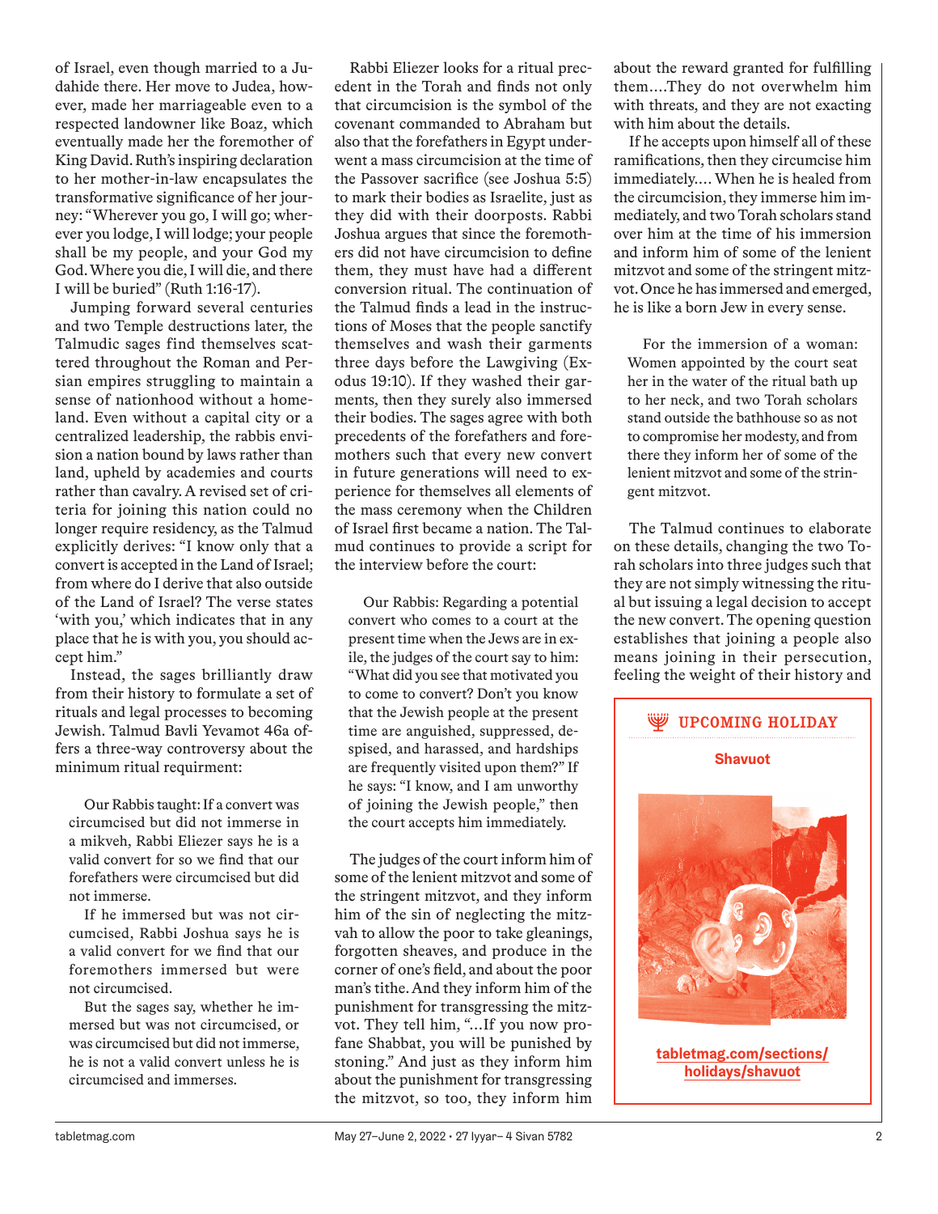of Israel, even though married to a Judahide there. Her move to Judea, however, made her marriageable even to a respected landowner like Boaz, which eventually made her the foremother of King David. Ruth's inspiring declaration to her mother-in-law encapsulates the transformative significance of her journey: "Wherever you go, I will go; wherever you lodge, I will lodge; your people shall be my people, and your God my God. Where you die, I will die, and there I will be buried" (Ruth 1:16-17).

Jumping forward several centuries and two Temple destructions later, the Talmudic sages find themselves scattered throughout the Roman and Persian empires struggling to maintain a sense of nationhood without a homeland. Even without a capital city or a centralized leadership, the rabbis envision a nation bound by laws rather than land, upheld by academies and courts rather than cavalry. A revised set of criteria for joining this nation could no longer require residency, as the Talmud explicitly derives: "I know only that a convert is accepted in the Land of Israel; from where do I derive that also outside of the Land of Israel? The verse states 'with you,' which indicates that in any place that he is with you, you should accept him."

Instead, the sages brilliantly draw from their history to formulate a set of rituals and legal processes to becoming Jewish. Talmud Bavli Yevamot 46a offers a three-way controversy about the minimum ritual requirment:

> Our Rabbis taught: If a convert was circumcised but did not immerse in a mikveh, Rabbi Eliezer says he is a valid convert for so we find that our forefathers were circumcised but did not immerse.
>
> If he immersed but was not circumcised, Rabbi Joshua says he is a valid convert for we find that our foremothers immersed but were not circumcised.
>
> But the sages say, whether he immersed but was not circumcised, or was circumcised but did not immerse, he is not a valid convert unless he is circumcised and immerses.

Rabbi Eliezer looks for a ritual precedent in the Torah and finds not only that circumcision is the symbol of the covenant commanded to Abraham but also that the forefathers in Egypt underwent a mass circumcision at the time of the Passover sacrifice (see Joshua 5:5) to mark their bodies as Israelite, just as they did with their doorposts. Rabbi Joshua argues that since the foremothers did not have circumcision to define them, they must have had a different conversion ritual. The continuation of the Talmud finds a lead in the instructions of Moses that the people sanctify themselves and wash their garments three days before the Lawgiving (Exodus 19:10). If they washed their garments, then they surely also immersed their bodies. The sages agree with both precedents of the forefathers and foremothers such that every new convert in future generations will need to experience for themselves all elements of the mass ceremony when the Children of Israel first became a nation. The Talmud continues to provide a script for the interview before the court:

> Our Rabbis: Regarding a potential convert who comes to a court at the present time when the Jews are in exile, the judges of the court say to him: "What did you see that motivated you to come to convert? Don't you know that the Jewish people at the present time are anguished, suppressed, despised, and harassed, and hardships are frequently visited upon them?" If he says: "I know, and I am unworthy of joining the Jewish people," then the court accepts him immediately.

The judges of the court inform him of some of the lenient mitzvot and some of the stringent mitzvot, and they inform him of the sin of neglecting the mitzvah to allow the poor to take gleanings, forgotten sheaves, and produce in the corner of one's field, and about the poor man's tithe. And they inform him of the punishment for transgressing the mitzvot. They tell him, "...If you now profane Shabbat, you will be punished by stoning." And just as they inform him about the punishment for transgressing the mitzvot, so too, they inform him about the reward granted for fulfilling them....They do not overwhelm him with threats, and they are not exacting with him about the details.

If he accepts upon himself all of these ramifications, then they circumcise him immediately.... When he is healed from the circumcision, they immerse him immediately, and two Torah scholars stand over him at the time of his immersion and inform him of some of the lenient mitzvot and some of the stringent mitzvot. Once he has immersed and emerged, he is like a born Jew in every sense.

> For the immersion of a woman: Women appointed by the court seat her in the water of the ritual bath up to her neck, and two Torah scholars stand outside the bathhouse so as not to compromise her modesty, and from there they inform her of some of the lenient mitzvot and some of the stringent mitzvot.

The Talmud continues to elaborate on these details, changing the two Torah scholars into three judges such that they are not simply witnessing the ritual but issuing a legal decision to accept the new convert. The opening question establishes that joining a people also means joining in their persecution, feeling the weight of their history and

**UPCOMING HOLIDAY**

**Shavuot**

tabletmag.com/sections/holidays/shavuot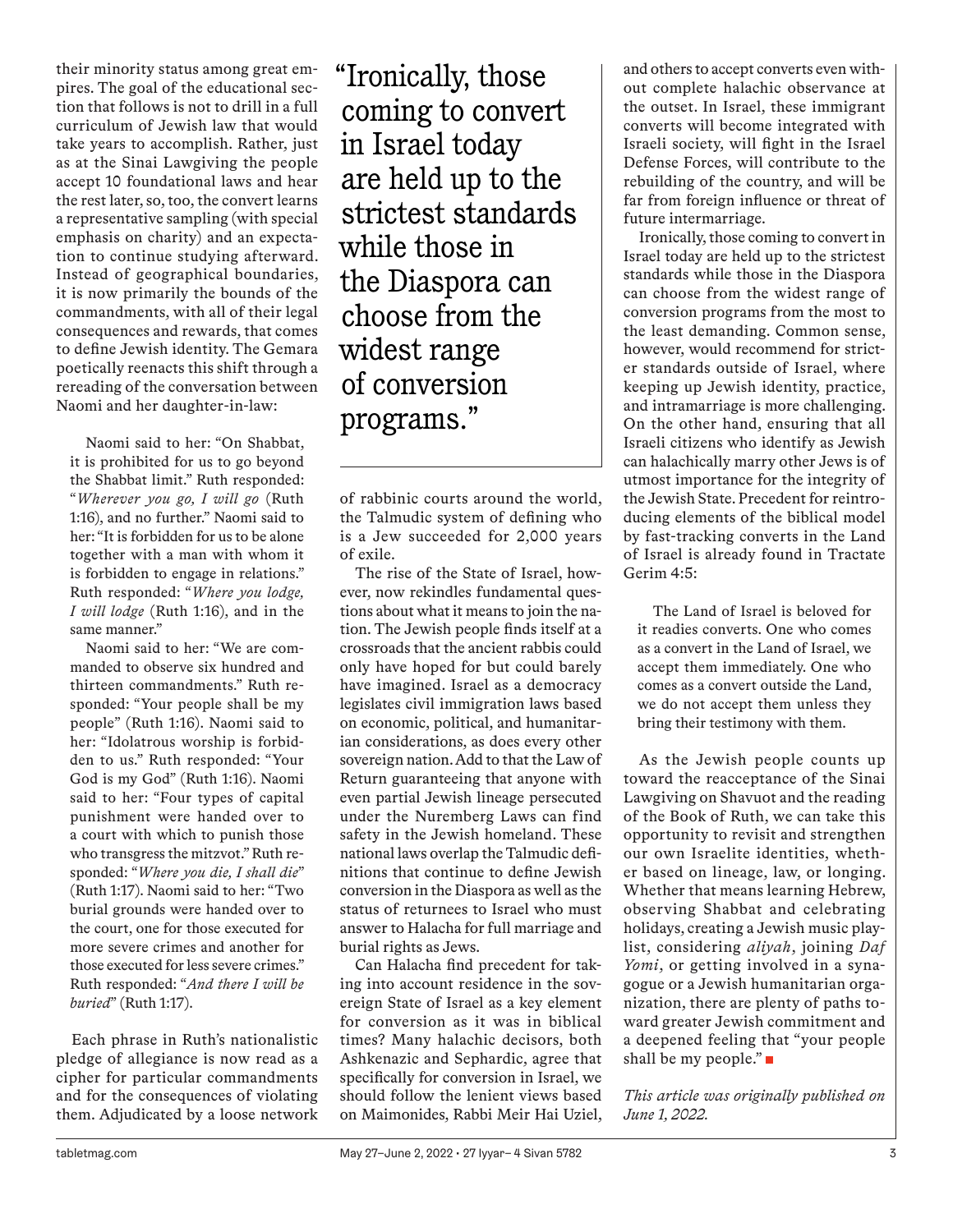their minority status among great empires. The goal of the educational section that follows is not to drill in a full curriculum of Jewish law that would take years to accomplish. Rather, just as at the Sinai Lawgiving the people accept 10 foundational laws and hear the rest later, so, too, the convert learns a representative sampling (with special emphasis on charity) and an expectation to continue studying afterward. Instead of geographical boundaries, it is now primarily the bounds of the commandments, with all of their legal consequences and rewards, that comes to define Jewish identity. The Gemara poetically reenacts this shift through a rereading of the conversation between Naomi and her daughter-in-law:

> Naomi said to her: "On Shabbat, it is prohibited for us to go beyond the Shabbat limit." Ruth responded: "*Wherever you go, I will go* (Ruth 1:16), and no further." Naomi said to her: "It is forbidden for us to be alone together with a man with whom it is forbidden to engage in relations." Ruth responded: "*Where you lodge, I will lodge* (Ruth 1:16), and in the same manner."
>
> Naomi said to her: "We are commanded to observe six hundred and thirteen commandments." Ruth responded: "Your people shall be my people" (Ruth 1:16). Naomi said to her: "Idolatrous worship is forbidden to us." Ruth responded: "Your God is my God" (Ruth 1:16). Naomi said to her: "Four types of capital punishment were handed over to a court with which to punish those who transgress the mitzvot." Ruth responded: "*Where you die, I shall die*" (Ruth 1:17). Naomi said to her: "Two burial grounds were handed over to the court, one for those executed for more severe crimes and another for those executed for less severe crimes." Ruth responded: "*And there I will be buried*" (Ruth 1:17).

Each phrase in Ruth's nationalistic pledge of allegiance is now read as a cipher for particular commandments and for the consequences of violating them. Adjudicated by a loose network of rabbinic courts around the world, the Talmudic system of defining who is a Jew succeeded for 2,000 years of exile.

> "Ironically, those coming to convert in Israel today are held up to the strictest standards while those in the Diaspora can choose from the widest range of conversion programs."

The rise of the State of Israel, however, now rekindles fundamental questions about what it means to join the nation. The Jewish people finds itself at a crossroads that the ancient rabbis could only have hoped for but could barely have imagined. Israel as a democracy legislates civil immigration laws based on economic, political, and humanitarian considerations, as does every other sovereign nation. Add to that the Law of Return guaranteeing that anyone with even partial Jewish lineage persecuted under the Nuremberg Laws can find safety in the Jewish homeland. These national laws overlap the Talmudic definitions that continue to define Jewish conversion in the Diaspora as well as the status of returnees to Israel who must answer to Halacha for full marriage and burial rights as Jews.

Can Halacha find precedent for taking into account residence in the sovereign State of Israel as a key element for conversion as it was in biblical times? Many halachic decisors, both Ashkenazic and Sephardic, agree that specifically for conversion in Israel, we should follow the lenient views based on Maimonides, Rabbi Meir Hai Uziel, and others to accept converts even without complete halachic observance at the outset. In Israel, these immigrant converts will become integrated with Israeli society, will fight in the Israel Defense Forces, will contribute to the rebuilding of the country, and will be far from foreign influence or threat of future intermarriage.

Ironically, those coming to convert in Israel today are held up to the strictest standards while those in the Diaspora can choose from the widest range of conversion programs from the most to the least demanding. Common sense, however, would recommend for stricter standards outside of Israel, where keeping up Jewish identity, practice, and intramarriage is more challenging. On the other hand, ensuring that all Israeli citizens who identify as Jewish can halachically marry other Jews is of utmost importance for the integrity of the Jewish State. Precedent for reintroducing elements of the biblical model by fast-tracking converts in the Land of Israel is already found in Tractate Gerim 4:5:

> The Land of Israel is beloved for it readies converts. One who comes as a convert in the Land of Israel, we accept them immediately. One who comes as a convert outside the Land, we do not accept them unless they bring their testimony with them.

As the Jewish people counts up toward the reacceptance of the Sinai Lawgiving on Shavuot and the reading of the Book of Ruth, we can take this opportunity to revisit and strengthen our own Israelite identities, whether based on lineage, law, or longing. Whether that means learning Hebrew, observing Shabbat and celebrating holidays, creating a Jewish music playlist, considering *aliyah*, joining *Daf Yomi*, or getting involved in a synagogue or a Jewish humanitarian organization, there are plenty of paths toward greater Jewish commitment and a deepened feeling that "your people shall be my people." ■

*This article was originally published on June 1, 2022.*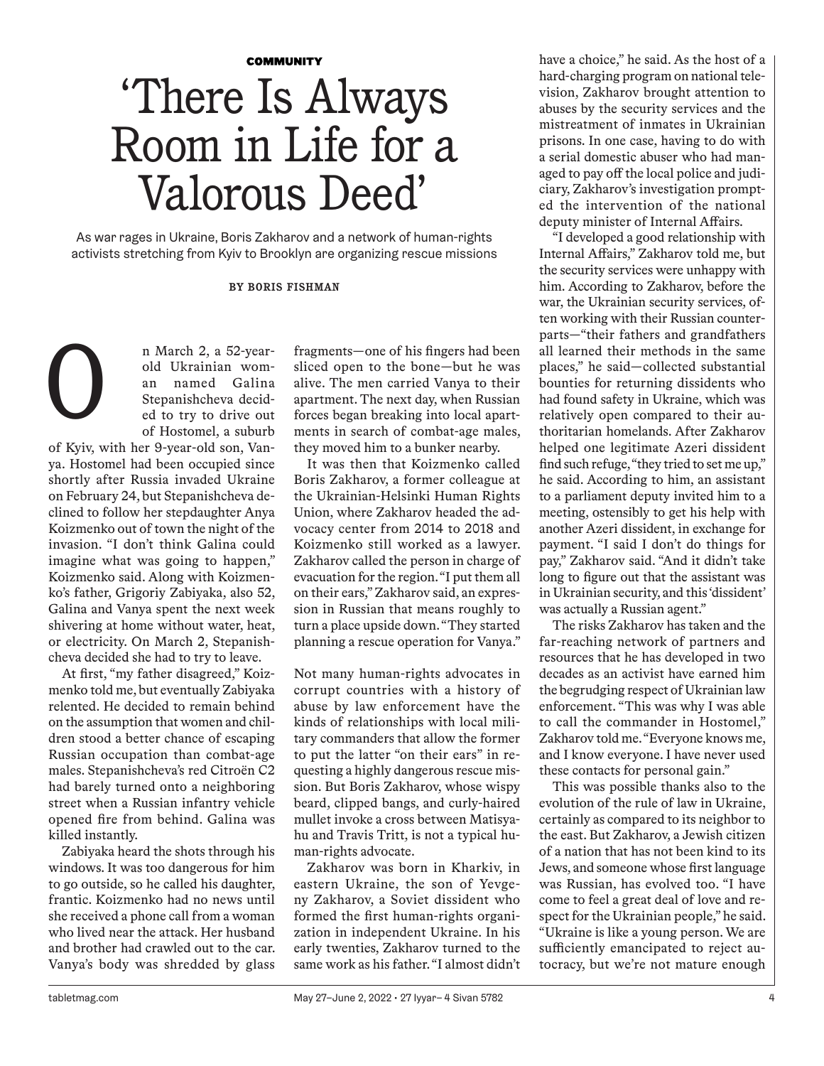COMMUNITY

# 'There Is Always Room in Life for a Valorous Deed'

As war rages in Ukraine, Boris Zakharov and a network of human-rights activists stretching from Kyiv to Brooklyn are organizing rescue missions

BY BORIS FISHMAN

On March 2, a 52-year-old Ukrainian woman named Galina Stepanishcheva decided to try to drive out of Hostomel, a suburb of Kyiv, with her 9-year-old son, Vanya. Hostomel had been occupied since shortly after Russia invaded Ukraine on February 24, but Stepanishcheva declined to follow her stepdaughter Anya Koizmenko out of town the night of the invasion. "I don't think Galina could imagine what was going to happen," Koizmenko said. Along with Koizmenko's father, Grigoriy Zabiyaka, also 52, Galina and Vanya spent the next week shivering at home without water, heat, or electricity. On March 2, Stepanishcheva decided she had to try to leave.

At first, "my father disagreed," Koizmenko told me, but eventually Zabiyaka relented. He decided to remain behind on the assumption that women and children stood a better chance of escaping Russian occupation than combat-age males. Stepanishcheva's red Citroën C2 had barely turned onto a neighboring street when a Russian infantry vehicle opened fire from behind. Galina was killed instantly.

Zabiyaka heard the shots through his windows. It was too dangerous for him to go outside, so he called his daughter, frantic. Koizmenko had no news until she received a phone call from a woman who lived near the attack. Her husband and brother had crawled out to the car. Vanya's body was shredded by glass fragments—one of his fingers had been sliced open to the bone—but he was alive. The men carried Vanya to their apartment. The next day, when Russian forces began breaking into local apartments in search of combat-age males, they moved him to a bunker nearby.

It was then that Koizmenko called Boris Zakharov, a former colleague at the Ukrainian-Helsinki Human Rights Union, where Zakharov headed the advocacy center from 2014 to 2018 and Koizmenko still worked as a lawyer. Zakharov called the person in charge of evacuation for the region. "I put them all on their ears," Zakharov said, an expression in Russian that means roughly to turn a place upside down. "They started planning a rescue operation for Vanya."

Not many human-rights advocates in corrupt countries with a history of abuse by law enforcement have the kinds of relationships with local military commanders that allow the former to put the latter "on their ears" in requesting a highly dangerous rescue mission. But Boris Zakharov, whose wispy beard, clipped bangs, and curly-haired mullet invoke a cross between Matisyahu and Travis Tritt, is not a typical human-rights advocate.

Zakharov was born in Kharkiv, in eastern Ukraine, the son of Yevgeny Zakharov, a Soviet dissident who formed the first human-rights organization in independent Ukraine. In his early twenties, Zakharov turned to the same work as his father. "I almost didn't have a choice," he said. As the host of a hard-charging program on national television, Zakharov brought attention to abuses by the security services and the mistreatment of inmates in Ukrainian prisons. In one case, having to do with a serial domestic abuser who had managed to pay off the local police and judiciary, Zakharov's investigation prompted the intervention of the national deputy minister of Internal Affairs.

"I developed a good relationship with Internal Affairs," Zakharov told me, but the security services were unhappy with him. According to Zakharov, before the war, the Ukrainian security services, often working with their Russian counterparts—"their fathers and grandfathers all learned their methods in the same places," he said—collected substantial bounties for returning dissidents who had found safety in Ukraine, which was relatively open compared to their authoritarian homelands. After Zakharov helped one legitimate Azeri dissident find such refuge, "they tried to set me up," he said. According to him, an assistant to a parliament deputy invited him to a meeting, ostensibly to get his help with another Azeri dissident, in exchange for payment. "I said I don't do things for pay," Zakharov said. "And it didn't take long to figure out that the assistant was in Ukrainian security, and this 'dissident' was actually a Russian agent."

The risks Zakharov has taken and the far-reaching network of partners and resources that he has developed in two decades as an activist have earned him the begrudging respect of Ukrainian law enforcement. "This was why I was able to call the commander in Hostomel," Zakharov told me. "Everyone knows me, and I know everyone. I have never used these contacts for personal gain."

This was possible thanks also to the evolution of the rule of law in Ukraine, certainly as compared to its neighbor to the east. But Zakharov, a Jewish citizen of a nation that has not been kind to its Jews, and someone whose first language was Russian, has evolved too. "I have come to feel a great deal of love and respect for the Ukrainian people," he said. "Ukraine is like a young person. We are sufficiently emancipated to reject autocracy, but we're not mature enough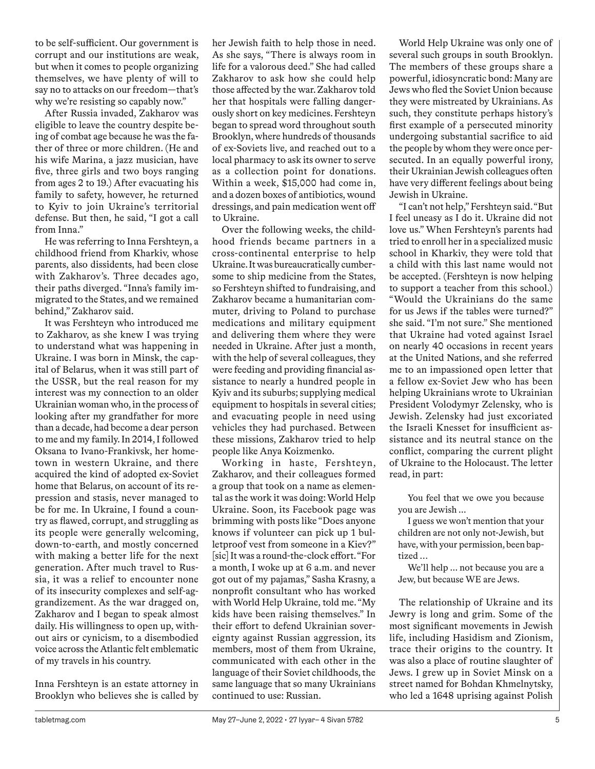to be self-sufficient. Our government is corrupt and our institutions are weak, but when it comes to people organizing themselves, we have plenty of will to say no to attacks on our freedom—that's why we're resisting so capably now."

After Russia invaded, Zakharov was eligible to leave the country despite being of combat age because he was the father of three or more children. (He and his wife Marina, a jazz musician, have five, three girls and two boys ranging from ages 2 to 19.) After evacuating his family to safety, however, he returned to Kyiv to join Ukraine's territorial defense. But then, he said, "I got a call from Inna."

He was referring to Inna Fershteyn, a childhood friend from Kharkiv, whose parents, also dissidents, had been close with Zakharov's. Three decades ago, their paths diverged. "Inna's family immigrated to the States, and we remained behind," Zakharov said.

It was Fershteyn who introduced me to Zakharov, as she knew I was trying to understand what was happening in Ukraine. I was born in Minsk, the capital of Belarus, when it was still part of the USSR, but the real reason for my interest was my connection to an older Ukrainian woman who, in the process of looking after my grandfather for more than a decade, had become a dear person to me and my family. In 2014, I followed Oksana to Ivano-Frankivsk, her hometown in western Ukraine, and there acquired the kind of adopted ex-Soviet home that Belarus, on account of its repression and stasis, never managed to be for me. In Ukraine, I found a country as flawed, corrupt, and struggling as its people were generally welcoming, down-to-earth, and mostly concerned with making a better life for the next generation. After much travel to Russia, it was a relief to encounter none of its insecurity complexes and self-aggrandizement. As the war dragged on, Zakharov and I began to speak almost daily. His willingness to open up, without airs or cynicism, to a disembodied voice across the Atlantic felt emblematic of my travels in his country.

Inna Fershteyn is an estate attorney in Brooklyn who believes she is called by her Jewish faith to help those in need. As she says, "There is always room in life for a valorous deed." She had called Zakharov to ask how she could help those affected by the war. Zakharov told her that hospitals were falling dangerously short on key medicines. Fershteyn began to spread word throughout south Brooklyn, where hundreds of thousands of ex-Soviets live, and reached out to a local pharmacy to ask its owner to serve as a collection point for donations. Within a week, $15,000 had come in, and a dozen boxes of antibiotics, wound dressings, and pain medication went off to Ukraine.

Over the following weeks, the childhood friends became partners in a cross-continental enterprise to help Ukraine. It was bureaucratically cumbersome to ship medicine from the States, so Fershteyn shifted to fundraising, and Zakharov became a humanitarian commuter, driving to Poland to purchase medications and military equipment and delivering them where they were needed in Ukraine. After just a month, with the help of several colleagues, they were feeding and providing financial assistance to nearly a hundred people in Kyiv and its suburbs; supplying medical equipment to hospitals in several cities; and evacuating people in need using vehicles they had purchased. Between these missions, Zakharov tried to help people like Anya Koizmenko.

Working in haste, Fershteyn, Zakharov, and their colleagues formed a group that took on a name as elemental as the work it was doing: World Help Ukraine. Soon, its Facebook page was brimming with posts like "Does anyone knows if volunteer can pick up 1 bulletproof vest from someone in a Kiev?" [sic] It was a round-the-clock effort. "For a month, I woke up at 6 a.m. and never got out of my pajamas," Sasha Krasny, a nonprofit consultant who has worked with World Help Ukraine, told me. "My kids have been raising themselves." In their effort to defend Ukrainian sovereignty against Russian aggression, its members, most of them from Ukraine, communicated with each other in the language of their Soviet childhoods, the same language that so many Ukrainians continued to use: Russian.

World Help Ukraine was only one of several such groups in south Brooklyn. The members of these groups share a powerful, idiosyncratic bond: Many are Jews who fled the Soviet Union because they were mistreated by Ukrainians. As such, they constitute perhaps history's first example of a persecuted minority undergoing substantial sacrifice to aid the people by whom they were once persecuted. In an equally powerful irony, their Ukrainian Jewish colleagues often have very different feelings about being Jewish in Ukraine.

"I can't not help," Fershteyn said. "But I feel uneasy as I do it. Ukraine did not love us." When Fershteyn's parents had tried to enroll her in a specialized music school in Kharkiv, they were told that a child with this last name would not be accepted. (Fershteyn is now helping to support a teacher from this school.) "Would the Ukrainians do the same for us Jews if the tables were turned?" she said. "I'm not sure." She mentioned that Ukraine had voted against Israel on nearly 40 occasions in recent years at the United Nations, and she referred me to an impassioned open letter that a fellow ex-Soviet Jew who has been helping Ukrainians wrote to Ukrainian President Volodymyr Zelensky, who is Jewish. Zelensky had just excoriated the Israeli Knesset for insufficient assistance and its neutral stance on the conflict, comparing the current plight of Ukraine to the Holocaust. The letter read, in part:

> You feel that we owe you because you are Jewish …
>
> I guess we won't mention that your children are not only not-Jewish, but have, with your permission, been baptized …
>
> We'll help … not because you are a Jew, but because WE are Jews.

The relationship of Ukraine and its Jewry is long and grim. Some of the most significant movements in Jewish life, including Hasidism and Zionism, trace their origins to the country. It was also a place of routine slaughter of Jews. I grew up in Soviet Minsk on a street named for Bohdan Khmelnytsky, who led a 1648 uprising against Polish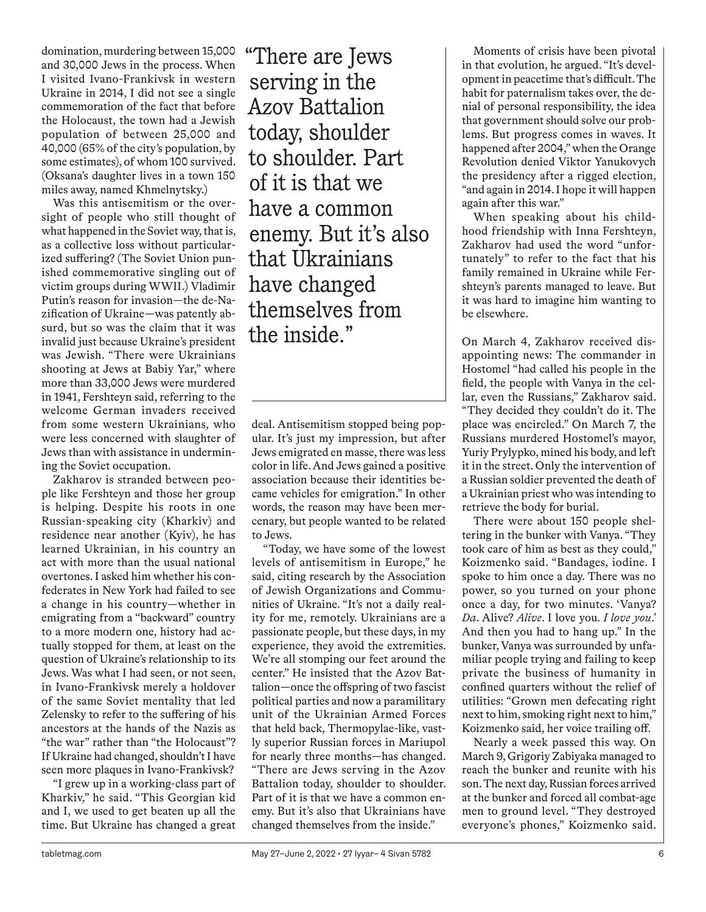domination, murdering between 15,000 and 30,000 Jews in the process. When I visited Ivano-Frankivsk in western Ukraine in 2014, I did not see a single commemoration of the fact that before the Holocaust, the town had a Jewish population of between 25,000 and 40,000 (65% of the city's population, by some estimates), of whom 100 survived. (Oksana's daughter lives in a town 150 miles away, named Khmelnytsky.)

Was this antisemitism or the oversight of people who still thought of what happened in the Soviet way, that is, as a collective loss without particularized suffering? (The Soviet Union punished commemorative singling out of victim groups during WWII.) Vladimir Putin's reason for invasion—the de-Nazification of Ukraine—was patently absurd, but so was the claim that it was invalid just because Ukraine's president was Jewish. "There were Ukrainians shooting at Jews at Babiy Yar," where more than 33,000 Jews were murdered in 1941, Fershteyn said, referring to the welcome German invaders received from some western Ukrainians, who were less concerned with slaughter of Jews than with assistance in undermining the Soviet occupation.

Zakharov is stranded between people like Fershteyn and those her group is helping. Despite his roots in one Russian-speaking city (Kharkiv) and residence near another (Kyiv), he has learned Ukrainian, in his country an act with more than the usual national overtones. I asked him whether his confederates in New York had failed to see a change in his country—whether in emigrating from a "backward" country to a more modern one, history had actually stopped for them, at least on the question of Ukraine's relationship to its Jews. Was what I had seen, or not seen, in Ivano-Frankivsk merely a holdover of the same Soviet mentality that led Zelensky to refer to the suffering of his ancestors at the hands of the Nazis as "the war" rather than "the Holocaust"? If Ukraine had changed, shouldn't I have seen more plaques in Ivano-Frankivsk?

"I grew up in a working-class part of Kharkiv," he said. "This Georgian kid and I, we used to get beaten up all the time. But Ukraine has changed a great deal. Antisemitism stopped being popular. It's just my impression, but after Jews emigrated en masse, there was less color in life. And Jews gained a positive association because their identities became vehicles for emigration." In other words, the reason may have been mercenary, but people wanted to be related to Jews.

"Today, we have some of the lowest levels of antisemitism in Europe," he said, citing research by the Association of Jewish Organizations and Communities of Ukraine. "It's not a daily reality for me, remotely. Ukrainians are a passionate people, but these days, in my experience, they avoid the extremities. We're all stomping our feet around the center." He insisted that the Azov Battalion—once the offspring of two fascist political parties and now a paramilitary unit of the Ukrainian Armed Forces that held back, Thermopylae-like, vastly superior Russian forces in Mariupol for nearly three months—has changed. "There are Jews serving in the Azov Battalion today, shoulder to shoulder. Part of it is that we have a common enemy. But it's also that Ukrainians have changed themselves from the inside."

> "There are Jews serving in the Azov Battalion today, shoulder to shoulder. Part of it is that we have a common enemy. But it's also that Ukrainians have changed themselves from the inside."

Moments of crisis have been pivotal in that evolution, he argued. "It's development in peacetime that's difficult. The habit for paternalism takes over, the denial of personal responsibility, the idea that government should solve our problems. But progress comes in waves. It happened after 2004," when the Orange Revolution denied Viktor Yanukovych the presidency after a rigged election, "and again in 2014. I hope it will happen again after this war."

When speaking about his childhood friendship with Inna Fershteyn, Zakharov had used the word "unfortunately" to refer to the fact that his family remained in Ukraine while Fershteyn's parents managed to leave. But it was hard to imagine him wanting to be elsewhere.

On March 4, Zakharov received disappointing news: The commander in Hostomel "had called his people in the field, the people with Vanya in the cellar, even the Russians," Zakharov said. "They decided they couldn't do it. The place was encircled." On March 7, the Russians murdered Hostomel's mayor, Yuriy Prylypko, mined his body, and left it in the street. Only the intervention of a Russian soldier prevented the death of a Ukrainian priest who was intending to retrieve the body for burial.

There were about 150 people sheltering in the bunker with Vanya. "They took care of him as best as they could," Koizmenko said. "Bandages, iodine. I spoke to him once a day. There was no power, so you turned on your phone once a day, for two minutes. 'Vanya? *Da*. Alive? *Alive*. I love you. *I love you*.' And then you had to hang up." In the bunker, Vanya was surrounded by unfamiliar people trying and failing to keep private the business of humanity in confined quarters without the relief of utilities: "Grown men defecating right next to him, smoking right next to him," Koizmenko said, her voice trailing off.

Nearly a week passed this way. On March 9, Grigoriy Zabiyaka managed to reach the bunker and reunite with his son. The next day, Russian forces arrived at the bunker and forced all combat-age men to ground level. "They destroyed everyone's phones," Koizmenko said.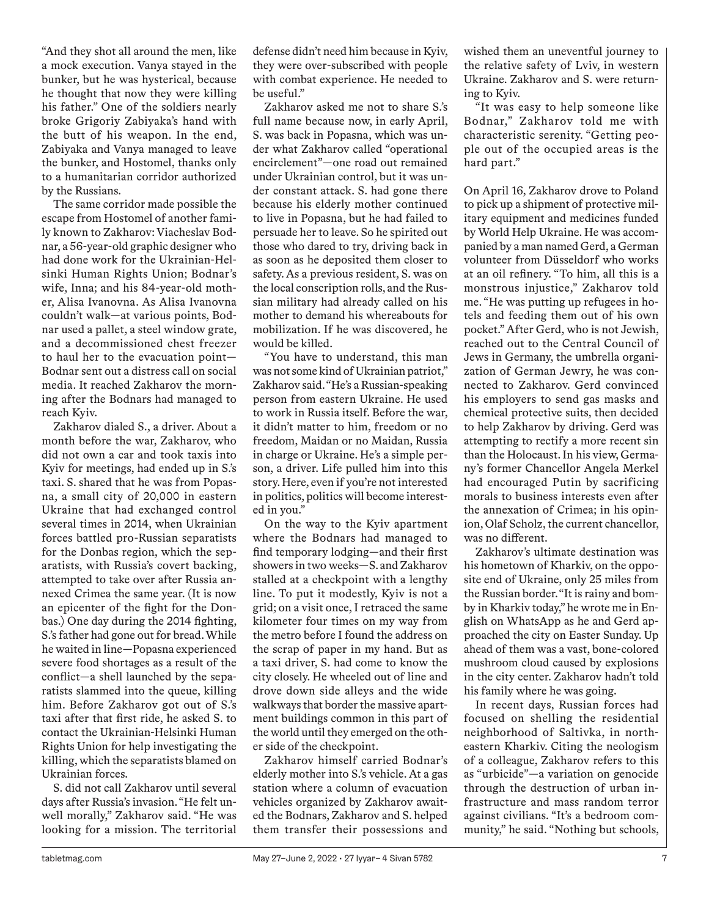"And they shot all around the men, like a mock execution. Vanya stayed in the bunker, but he was hysterical, because he thought that now they were killing his father." One of the soldiers nearly broke Grigoriy Zabiyaka's hand with the butt of his weapon. In the end, Zabiyaka and Vanya managed to leave the bunker, and Hostomel, thanks only to a humanitarian corridor authorized by the Russians.

The same corridor made possible the escape from Hostomel of another family known to Zakharov: Viacheslav Bodnar, a 56-year-old graphic designer who had done work for the Ukrainian-Helsinki Human Rights Union; Bodnar's wife, Inna; and his 84-year-old mother, Alisa Ivanovna. As Alisa Ivanovna couldn't walk—at various points, Bodnar used a pallet, a steel window grate, and a decommissioned chest freezer to haul her to the evacuation point—Bodnar sent out a distress call on social media. It reached Zakharov the morning after the Bodnars had managed to reach Kyiv.

Zakharov dialed S., a driver. About a month before the war, Zakharov, who did not own a car and took taxis into Kyiv for meetings, had ended up in S.'s taxi. S. shared that he was from Popasna, a small city of 20,000 in eastern Ukraine that had exchanged control several times in 2014, when Ukrainian forces battled pro-Russian separatists for the Donbas region, which the separatists, with Russia's covert backing, attempted to take over after Russia annexed Crimea the same year. (It is now an epicenter of the fight for the Donbas.) One day during the 2014 fighting, S.'s father had gone out for bread. While he waited in line—Popasna experienced severe food shortages as a result of the conflict—a shell launched by the separatists slammed into the queue, killing him. Before Zakharov got out of S.'s taxi after that first ride, he asked S. to contact the Ukrainian-Helsinki Human Rights Union for help investigating the killing, which the separatists blamed on Ukrainian forces.

S. did not call Zakharov until several days after Russia's invasion. "He felt unwell morally," Zakharov said. "He was looking for a mission. The territorial defense didn't need him because in Kyiv, they were over-subscribed with people with combat experience. He needed to be useful."

Zakharov asked me not to share S.'s full name because now, in early April, S. was back in Popasna, which was under what Zakharov called "operational encirclement"—one road out remained under Ukrainian control, but it was under constant attack. S. had gone there because his elderly mother continued to live in Popasna, but he had failed to persuade her to leave. So he spirited out those who dared to try, driving back in as soon as he deposited them closer to safety. As a previous resident, S. was on the local conscription rolls, and the Russian military had already called on his mother to demand his whereabouts for mobilization. If he was discovered, he would be killed.

"You have to understand, this man was not some kind of Ukrainian patriot," Zakharov said. "He's a Russian-speaking person from eastern Ukraine. He used to work in Russia itself. Before the war, it didn't matter to him, freedom or no freedom, Maidan or no Maidan, Russia in charge or Ukraine. He's a simple person, a driver. Life pulled him into this story. Here, even if you're not interested in politics, politics will become interested in you."

On the way to the Kyiv apartment where the Bodnars had managed to find temporary lodging—and their first showers in two weeks—S. and Zakharov stalled at a checkpoint with a lengthy line. To put it modestly, Kyiv is not a grid; on a visit once, I retraced the same kilometer four times on my way from the metro before I found the address on the scrap of paper in my hand. But as a taxi driver, S. had come to know the city closely. He wheeled out of line and drove down side alleys and the wide walkways that border the massive apartment buildings common in this part of the world until they emerged on the other side of the checkpoint.

Zakharov himself carried Bodnar's elderly mother into S.'s vehicle. At a gas station where a column of evacuation vehicles organized by Zakharov awaited the Bodnars, Zakharov and S. helped them transfer their possessions and wished them an uneventful journey to the relative safety of Lviv, in western Ukraine. Zakharov and S. were returning to Kyiv.

"It was easy to help someone like Bodnar," Zakharov told me with characteristic serenity. "Getting people out of the occupied areas is the hard part."

On April 16, Zakharov drove to Poland to pick up a shipment of protective military equipment and medicines funded by World Help Ukraine. He was accompanied by a man named Gerd, a German volunteer from Düsseldorf who works at an oil refinery. "To him, all this is a monstrous injustice," Zakharov told me. "He was putting up refugees in hotels and feeding them out of his own pocket." After Gerd, who is not Jewish, reached out to the Central Council of Jews in Germany, the umbrella organization of German Jewry, he was connected to Zakharov. Gerd convinced his employers to send gas masks and chemical protective suits, then decided to help Zakharov by driving. Gerd was attempting to rectify a more recent sin than the Holocaust. In his view, Germany's former Chancellor Angela Merkel had encouraged Putin by sacrificing morals to business interests even after the annexation of Crimea; in his opinion, Olaf Scholz, the current chancellor, was no different.

Zakharov's ultimate destination was his hometown of Kharkiv, on the opposite end of Ukraine, only 25 miles from the Russian border. "It is rainy and bomby in Kharkiv today," he wrote me in English on WhatsApp as he and Gerd approached the city on Easter Sunday. Up ahead of them was a vast, bone-colored mushroom cloud caused by explosions in the city center. Zakharov hadn't told his family where he was going.

In recent days, Russian forces had focused on shelling the residential neighborhood of Saltivka, in northeastern Kharkiv. Citing the neologism of a colleague, Zakharov refers to this as "urbicide"—a variation on genocide through the destruction of urban infrastructure and mass random terror against civilians. "It's a bedroom community," he said. "Nothing but schools,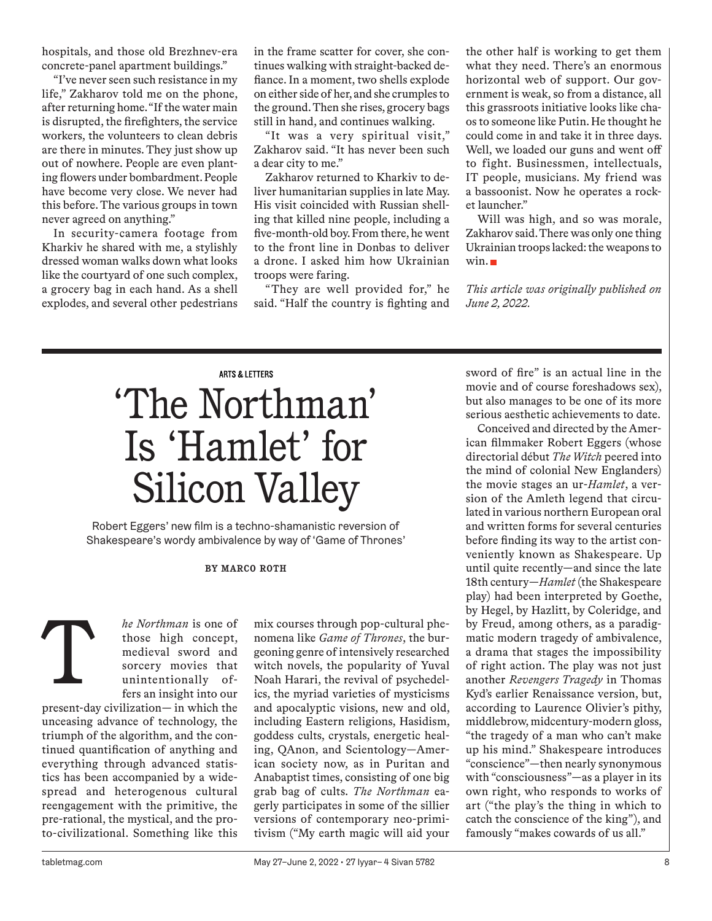hospitals, and those old Brezhnev-era concrete-panel apartment buildings."

"I've never seen such resistance in my life," Zakharov told me on the phone, after returning home. "If the water main is disrupted, the firefighters, the service workers, the volunteers to clean debris are there in minutes. They just show up out of nowhere. People are even planting flowers under bombardment. People have become very close. We never had this before. The various groups in town never agreed on anything."

In security-camera footage from Kharkiv he shared with me, a stylishly dressed woman walks down what looks like the courtyard of one such complex, a grocery bag in each hand. As a shell explodes, and several other pedestrians in the frame scatter for cover, she continues walking with straight-backed defiance. In a moment, two shells explode on either side of her, and she crumples to the ground. Then she rises, grocery bags still in hand, and continues walking.

"It was a very spiritual visit," Zakharov said. "It has never been such a dear city to me."

Zakharov returned to Kharkiv to deliver humanitarian supplies in late May. His visit coincided with Russian shelling that killed nine people, including a five-month-old boy. From there, he went to the front line in Donbas to deliver a drone. I asked him how Ukrainian troops were faring.

"They are well provided for," he said. "Half the country is fighting and the other half is working to get them what they need. There's an enormous horizontal web of support. Our government is weak, so from a distance, all this grassroots initiative looks like chaos to someone like Putin. He thought he could come in and take it in three days. Well, we loaded our guns and went off to fight. Businessmen, intellectuals, IT people, musicians. My friend was a bassoonist. Now he operates a rocket launcher."

Will was high, and so was morale, Zakharov said. There was only one thing Ukrainian troops lacked: the weapons to win. ■

*This article was originally published on June 2, 2022.*

---

ARTS & LETTERS

# 'The Northman' Is 'Hamlet' for Silicon Valley

Robert Eggers' new film is a techno-shamanistic reversion of Shakespeare's wordy ambivalence by way of 'Game of Thrones'

**BY MARCO ROTH**

*The Northman* is one of those high concept, medieval sword and sorcery movies that unintentionally offers an insight into our present-day civilization— in which the unceasing advance of technology, the triumph of the algorithm, and the continued quantification of anything and everything through advanced statistics has been accompanied by a widespread and heterogenous cultural reengagement with the primitive, the pre-rational, the mystical, and the proto-civilizational. Something like this mix courses through pop-cultural phenomena like *Game of Thrones*, the burgeoning genre of intensively researched witch novels, the popularity of Yuval Noah Harari, the revival of psychedelics, the myriad varieties of mysticisms and apocalyptic visions, new and old, including Eastern religions, Hasidism, goddess cults, crystals, energetic healing, QAnon, and Scientology—American society now, as in Puritan and Anabaptist times, consisting of one big grab bag of cults. *The Northman* eagerly participates in some of the sillier versions of contemporary neo-primitivism ("My earth magic will aid your sword of fire" is an actual line in the movie and of course foreshadows sex), but also manages to be one of its more serious aesthetic achievements to date.

Conceived and directed by the American filmmaker Robert Eggers (whose directorial début *The Witch* peered into the mind of colonial New Englanders) the movie stages an ur-*Hamlet*, a version of the Amleth legend that circulated in various northern European oral and written forms for several centuries before finding its way to the artist conveniently known as Shakespeare. Up until quite recently—and since the late 18th century—*Hamlet* (the Shakespeare play) had been interpreted by Goethe, by Hegel, by Hazlitt, by Coleridge, and by Freud, among others, as a paradigmatic modern tragedy of ambivalence, a drama that stages the impossibility of right action. The play was not just another *Revengers Tragedy* in Thomas Kyd's earlier Renaissance version, but, according to Laurence Olivier's pithy, middlebrow, midcentury-modern gloss, "the tragedy of a man who can't make up his mind." Shakespeare introduces "conscience"—then nearly synonymous with "consciousness"—as a player in its own right, who responds to works of art ("the play's the thing in which to catch the conscience of the king"), and famously "makes cowards of us all."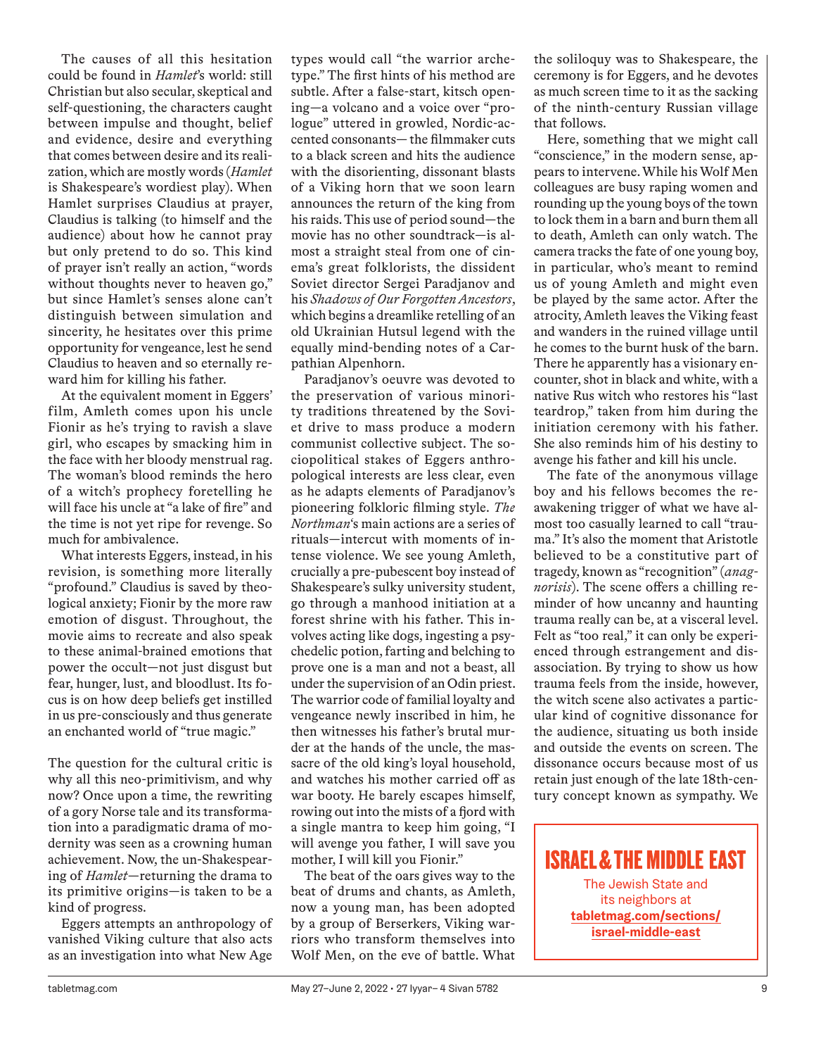The causes of all this hesitation could be found in *Hamlet*'s world: still Christian but also secular, skeptical and self-questioning, the characters caught between impulse and thought, belief and evidence, desire and everything that comes between desire and its realization, which are mostly words (*Hamlet* is Shakespeare's wordiest play). When Hamlet surprises Claudius at prayer, Claudius is talking (to himself and the audience) about how he cannot pray but only pretend to do so. This kind of prayer isn't really an action, "words without thoughts never to heaven go," but since Hamlet's senses alone can't distinguish between simulation and sincerity, he hesitates over this prime opportunity for vengeance, lest he send Claudius to heaven and so eternally reward him for killing his father.

At the equivalent moment in Eggers' film, Amleth comes upon his uncle Fionir as he's trying to ravish a slave girl, who escapes by smacking him in the face with her bloody menstrual rag. The woman's blood reminds the hero of a witch's prophecy foretelling he will face his uncle at "a lake of fire" and the time is not yet ripe for revenge. So much for ambivalence.

What interests Eggers, instead, in his revision, is something more literally "profound." Claudius is saved by theological anxiety; Fionir by the more raw emotion of disgust. Throughout, the movie aims to recreate and also speak to these animal-brained emotions that power the occult—not just disgust but fear, hunger, lust, and bloodlust. Its focus is on how deep beliefs get instilled in us pre-consciously and thus generate an enchanted world of "true magic."

The question for the cultural critic is why all this neo-primitivism, and why now? Once upon a time, the rewriting of a gory Norse tale and its transformation into a paradigmatic drama of modernity was seen as a crowning human achievement. Now, the un-Shakespearing of *Hamlet*—returning the drama to its primitive origins—is taken to be a kind of progress.

Eggers attempts an anthropology of vanished Viking culture that also acts as an investigation into what New Age types would call "the warrior archetype." The first hints of his method are subtle. After a false-start, kitsch opening—a volcano and a voice over "prologue" uttered in growled, Nordic-accented consonants—the filmmaker cuts to a black screen and hits the audience with the disorienting, dissonant blasts of a Viking horn that we soon learn announces the return of the king from his raids. This use of period sound—the movie has no other soundtrack—is almost a straight steal from one of cinema's great folklorists, the dissident Soviet director Sergei Paradjanov and his *Shadows of Our Forgotten Ancestors*, which begins a dreamlike retelling of an old Ukrainian Hutsul legend with the equally mind-bending notes of a Carpathian Alpenhorn.

Paradjanov's oeuvre was devoted to the preservation of various minority traditions threatened by the Soviet drive to mass produce a modern communist collective subject. The sociopolitical stakes of Eggers anthropological interests are less clear, even as he adapts elements of Paradjanov's pioneering folkloric filming style. *The Northman*'s main actions are a series of rituals—intercut with moments of intense violence. We see young Amleth, crucially a pre-pubescent boy instead of Shakespeare's sulky university student, go through a manhood initiation at a forest shrine with his father. This involves acting like dogs, ingesting a psychedelic potion, farting and belching to prove one is a man and not a beast, all under the supervision of an Odin priest. The warrior code of familial loyalty and vengeance newly inscribed in him, he then witnesses his father's brutal murder at the hands of the uncle, the massacre of the old king's loyal household, and watches his mother carried off as war booty. He barely escapes himself, rowing out into the mists of a fjord with a single mantra to keep him going, "I will avenge you father, I will save you mother, I will kill you Fionir."

The beat of the oars gives way to the beat of drums and chants, as Amleth, now a young man, has been adopted by a group of Berserkers, Viking warriors who transform themselves into Wolf Men, on the eve of battle. What the soliloquy was to Shakespeare, the ceremony is for Eggers, and he devotes as much screen time to it as the sacking of the ninth-century Russian village that follows.

Here, something that we might call "conscience," in the modern sense, appears to intervene. While his Wolf Men colleagues are busy raping women and rounding up the young boys of the town to lock them in a barn and burn them all to death, Amleth can only watch. The camera tracks the fate of one young boy, in particular, who's meant to remind us of young Amleth and might even be played by the same actor. After the atrocity, Amleth leaves the Viking feast and wanders in the ruined village until he comes to the burnt husk of the barn. There he apparently has a visionary encounter, shot in black and white, with a native Rus witch who restores his "last teardrop," taken from him during the initiation ceremony with his father. She also reminds him of his destiny to avenge his father and kill his uncle.

The fate of the anonymous village boy and his fellows becomes the reawakening trigger of what we have almost too casually learned to call "trauma." It's also the moment that Aristotle believed to be a constitutive part of tragedy, known as "recognition" (*anagnorisis*). The scene offers a chilling reminder of how uncanny and haunting trauma really can be, at a visceral level. Felt as "too real," it can only be experienced through estrangement and dissociation. By trying to show us how trauma feels from the inside, however, the witch scene also activates a particular kind of cognitive dissonance for the audience, situating us both inside and outside the events on screen. The dissonance occurs because most of us retain just enough of the late 18th-century concept known as sympathy. We

**ISRAEL & THE MIDDLE EAST**

The Jewish State and its neighbors at **tabletmag.com/sections/israel-middle-east**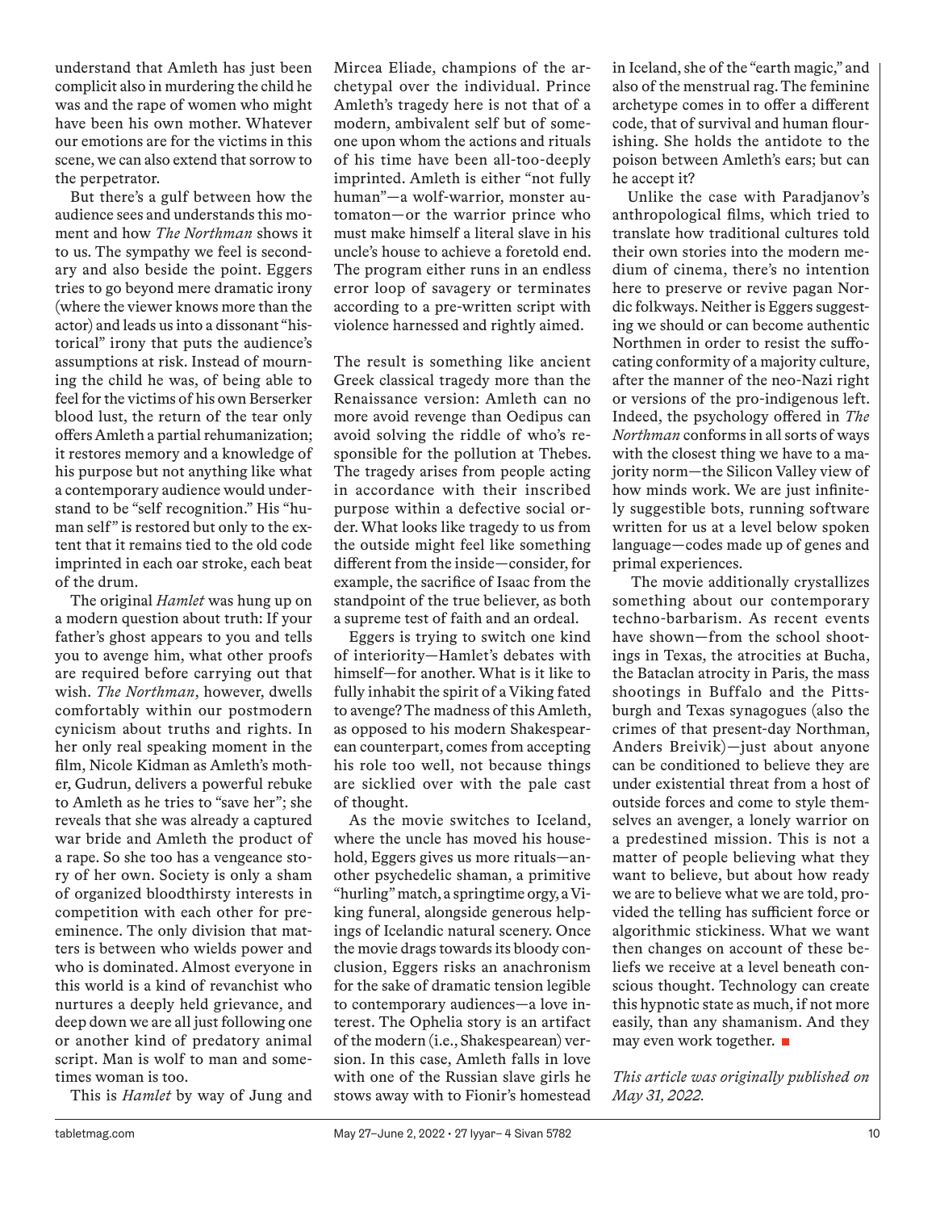understand that Amleth has just been complicit also in murdering the child he was and the rape of women who might have been his own mother. Whatever our emotions are for the victims in this scene, we can also extend that sorrow to the perpetrator.

But there's a gulf between how the audience sees and understands this moment and how *The Northman* shows it to us. The sympathy we feel is secondary and also beside the point. Eggers tries to go beyond mere dramatic irony (where the viewer knows more than the actor) and leads us into a dissonant "historical" irony that puts the audience's assumptions at risk. Instead of mourning the child he was, of being able to feel for the victims of his own Berserker blood lust, the return of the tear only offers Amleth a partial rehumanization; it restores memory and a knowledge of his purpose but not anything like what a contemporary audience would understand to be "self recognition." His "human self" is restored but only to the extent that it remains tied to the old code imprinted in each oar stroke, each beat of the drum.

The original *Hamlet* was hung up on a modern question about truth: If your father's ghost appears to you and tells you to avenge him, what other proofs are required before carrying out that wish. *The Northman*, however, dwells comfortably within our postmodern cynicism about truths and rights. In her only real speaking moment in the film, Nicole Kidman as Amleth's mother, Gudrun, delivers a powerful rebuke to Amleth as he tries to "save her"; she reveals that she was already a captured war bride and Amleth the product of a rape. So she too has a vengeance story of her own. Society is only a sham of organized bloodthirsty interests in competition with each other for preeminence. The only division that matters is between who wields power and who is dominated. Almost everyone in this world is a kind of revanchist who nurtures a deeply held grievance, and deep down we are all just following one or another kind of predatory animal script. Man is wolf to man and sometimes woman is too.

This is *Hamlet* by way of Jung and Mircea Eliade, champions of the archetypal over the individual. Prince Amleth's tragedy here is not that of a modern, ambivalent self but of someone upon whom the actions and rituals of his time have been all-too-deeply imprinted. Amleth is either "not fully human"—a wolf-warrior, monster automaton—or the warrior prince who must make himself a literal slave in his uncle's house to achieve a foretold end. The program either runs in an endless error loop of savagery or terminates according to a pre-written script with violence harnessed and rightly aimed.

The result is something like ancient Greek classical tragedy more than the Renaissance version: Amleth can no more avoid revenge than Oedipus can avoid solving the riddle of who's responsible for the pollution at Thebes. The tragedy arises from people acting in accordance with their inscribed purpose within a defective social order. What looks like tragedy to us from the outside might feel like something different from the inside—consider, for example, the sacrifice of Isaac from the standpoint of the true believer, as both a supreme test of faith and an ordeal.

Eggers is trying to switch one kind of interiority—Hamlet's debates with himself—for another. What is it like to fully inhabit the spirit of a Viking fated to avenge? The madness of this Amleth, as opposed to his modern Shakespearean counterpart, comes from accepting his role too well, not because things are sicklied over with the pale cast of thought.

As the movie switches to Iceland, where the uncle has moved his household, Eggers gives us more rituals—another psychedelic shaman, a primitive "hurling" match, a springtime orgy, a Viking funeral, alongside generous helpings of Icelandic natural scenery. Once the movie drags towards its bloody conclusion, Eggers risks an anachronism for the sake of dramatic tension legible to contemporary audiences—a love interest. The Ophelia story is an artifact of the modern (i.e., Shakespearean) version. In this case, Amleth falls in love with one of the Russian slave girls he stows away with to Fionir's homestead in Iceland, she of the "earth magic," and also of the menstrual rag. The feminine archetype comes in to offer a different code, that of survival and human flourishing. She holds the antidote to the poison between Amleth's ears; but can he accept it?

Unlike the case with Paradjanov's anthropological films, which tried to translate how traditional cultures told their own stories into the modern medium of cinema, there's no intention here to preserve or revive pagan Nordic folkways. Neither is Eggers suggesting we should or can become authentic Northmen in order to resist the suffocating conformity of a majority culture, after the manner of the neo-Nazi right or versions of the pro-indigenous left. Indeed, the psychology offered in *The Northman* conforms in all sorts of ways with the closest thing we have to a majority norm—the Silicon Valley view of how minds work. We are just infinitely suggestible bots, running software written for us at a level below spoken language—codes made up of genes and primal experiences.

The movie additionally crystallizes something about our contemporary techno-barbarism. As recent events have shown—from the school shootings in Texas, the atrocities at Bucha, the Bataclan atrocity in Paris, the mass shootings in Buffalo and the Pittsburgh and Texas synagogues (also the crimes of that present-day Northman, Anders Breivik)—just about anyone can be conditioned to believe they are under existential threat from a host of outside forces and come to style themselves an avenger, a lonely warrior on a predestined mission. This is not a matter of people believing what they want to believe, but about how ready we are to believe what we are told, provided the telling has sufficient force or algorithmic stickiness. What we want then changes on account of these beliefs we receive at a level beneath conscious thought. Technology can create this hypnotic state as much, if not more easily, than any shamanism. And they may even work together. ■

*This article was originally published on May 31, 2022.*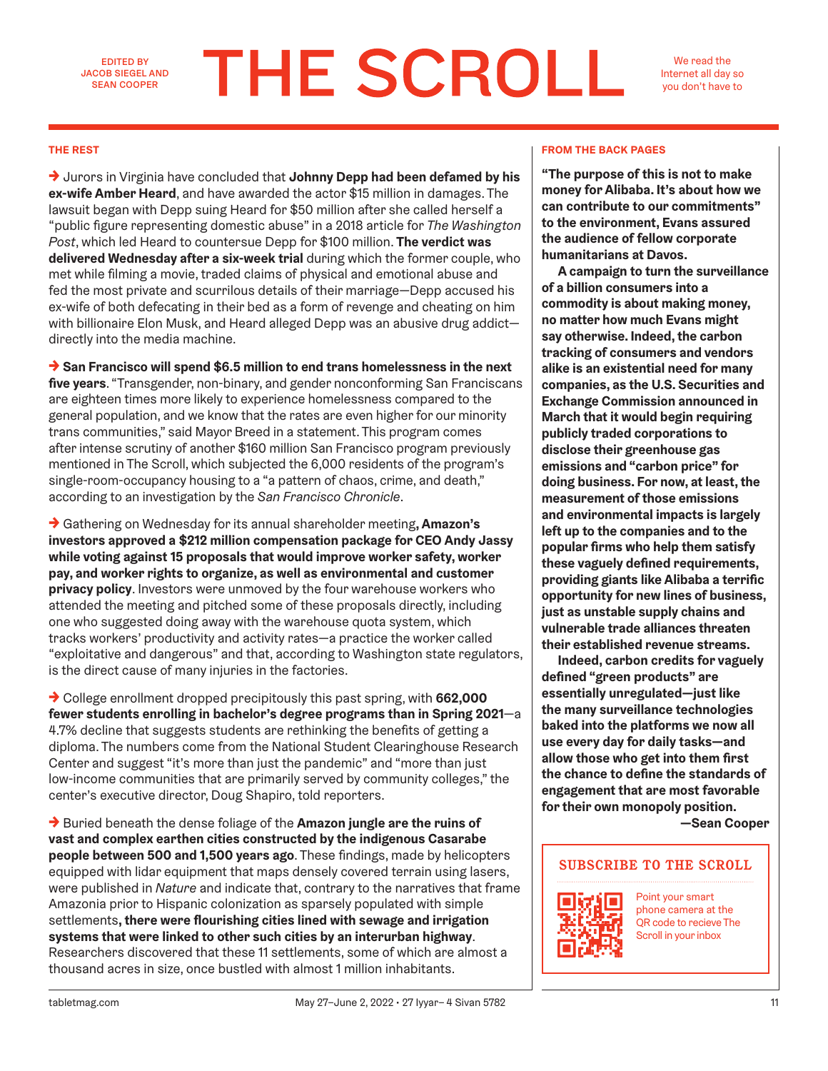EDITED BY JACOB SIEGEL AND SEAN COOPER

# THE SCROLL

We read the Internet all day so you don't have to

## THE REST

→ Jurors in Virginia have concluded that **Johnny Depp had been defamed by his ex-wife Amber Heard**, and have awarded the actor $15 million in damages. The lawsuit began with Depp suing Heard for $50 million after she called herself a "public figure representing domestic abuse" in a 2018 article for *The Washington Post*, which led Heard to countersue Depp for $100 million. **The verdict was delivered Wednesday after a six-week trial** during which the former couple, who met while filming a movie, traded claims of physical and emotional abuse and fed the most private and scurrilous details of their marriage—Depp accused his ex-wife of both defecating in their bed as a form of revenge and cheating on him with billionaire Elon Musk, and Heard alleged Depp was an abusive drug addict—directly into the media machine.

→ **San Francisco will spend $6.5 million to end trans homelessness in the next five years**. "Transgender, non-binary, and gender nonconforming San Franciscans are eighteen times more likely to experience homelessness compared to the general population, and we know that the rates are even higher for our minority trans communities," said Mayor Breed in a statement. This program comes after intense scrutiny of another $160 million San Francisco program previously mentioned in The Scroll, which subjected the 6,000 residents of the program's single-room-occupancy housing to a "a pattern of chaos, crime, and death," according to an investigation by the *San Francisco Chronicle*.

→ Gathering on Wednesday for its annual shareholder meeting**, Amazon's investors approved a $212 million compensation package for CEO Andy Jassy while voting against 15 proposals that would improve worker safety, worker pay, and worker rights to organize, as well as environmental and customer privacy policy**. Investors were unmoved by the four warehouse workers who attended the meeting and pitched some of these proposals directly, including one who suggested doing away with the warehouse quota system, which tracks workers' productivity and activity rates—a practice the worker called "exploitative and dangerous" and that, according to Washington state regulators, is the direct cause of many injuries in the factories.

→ College enrollment dropped precipitously this past spring, with **662,000 fewer students enrolling in bachelor's degree programs than in Spring 2021**—a 4.7% decline that suggests students are rethinking the benefits of getting a diploma. The numbers come from the National Student Clearinghouse Research Center and suggest "it's more than just the pandemic" and "more than just low-income communities that are primarily served by community colleges," the center's executive director, Doug Shapiro, told reporters.

→ Buried beneath the dense foliage of the **Amazon jungle are the ruins of vast and complex earthen cities constructed by the indigenous Casarabe people between 500 and 1,500 years ago**. These findings, made by helicopters equipped with lidar equipment that maps densely covered terrain using lasers, were published in *Nature* and indicate that, contrary to the narratives that frame Amazonia prior to Hispanic colonization as sparsely populated with simple settlements**, there were flourishing cities lined with sewage and irrigation systems that were linked to other such cities by an interurban highway**. Researchers discovered that these 11 settlements, some of which are almost a thousand acres in size, once bustled with almost 1 million inhabitants.

## FROM THE BACK PAGES

**"The purpose of this is not to make money for Alibaba. It's about how we can contribute to our commitments" to the environment, Evans assured the audience of fellow corporate humanitarians at Davos.**

**A campaign to turn the surveillance of a billion consumers into a commodity is about making money, no matter how much Evans might say otherwise. Indeed, the carbon tracking of consumers and vendors alike is an existential need for many companies, as the U.S. Securities and Exchange Commission announced in March that it would begin requiring publicly traded corporations to disclose their greenhouse gas emissions and "carbon price" for doing business. For now, at least, the measurement of those emissions and environmental impacts is largely left up to the companies and to the popular firms who help them satisfy these vaguely defined requirements, providing giants like Alibaba a terrific opportunity for new lines of business, just as unstable supply chains and vulnerable trade alliances threaten their established revenue streams.**

**Indeed, carbon credits for vaguely defined "green products" are essentially unregulated—just like the many surveillance technologies baked into the platforms we now all use every day for daily tasks—and allow those who get into them first the chance to define the standards of engagement that are most favorable for their own monopoly position.**

**—Sean Cooper**

**SUBSCRIBE TO THE SCROLL**

Point your smart phone camera at the QR code to recieve The Scroll in your inbox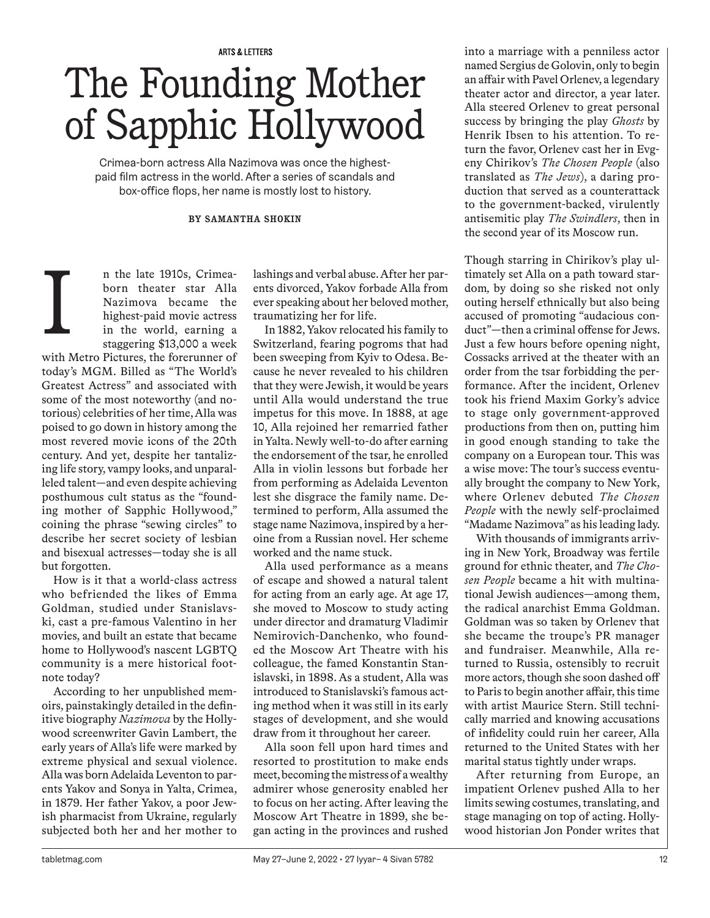ARTS & LETTERS

# The Founding Mother of Sapphic Hollywood

Crimea-born actress Alla Nazimova was once the highest-paid film actress in the world. After a series of scandals and box-office flops, her name is mostly lost to history.

**BY SAMANTHA SHOKIN**

In the late 1910s, Crimea-born theater star Alla Nazimova became the highest-paid movie actress in the world, earning a staggering $13,000 a week with Metro Pictures, the forerunner of today's MGM. Billed as "The World's Greatest Actress" and associated with some of the most noteworthy (and notorious) celebrities of her time, Alla was poised to go down in history among the most revered movie icons of the 20th century. And yet, despite her tantalizing life story, vampy looks, and unparalleled talent—and even despite achieving posthumous cult status as the "founding mother of Sapphic Hollywood," coining the phrase "sewing circles" to describe her secret society of lesbian and bisexual actresses—today she is all but forgotten.

How is it that a world-class actress who befriended the likes of Emma Goldman, studied under Stanislavski, cast a pre-famous Valentino in her movies, and built an estate that became home to Hollywood's nascent LGBTQ community is a mere historical footnote today?

According to her unpublished memoirs, painstakingly detailed in the definitive biography *Nazimova* by the Hollywood screenwriter Gavin Lambert, the early years of Alla's life were marked by extreme physical and sexual violence. Alla was born Adelaida Leventon to parents Yakov and Sonya in Yalta, Crimea, in 1879. Her father Yakov, a poor Jewish pharmacist from Ukraine, regularly subjected both her and her mother to lashings and verbal abuse. After her parents divorced, Yakov forbade Alla from ever speaking about her beloved mother, traumatizing her for life.

In 1882, Yakov relocated his family to Switzerland, fearing pogroms that had been sweeping from Kyiv to Odesa. Because he never revealed to his children that they were Jewish, it would be years until Alla would understand the true impetus for this move. In 1888, at age 10, Alla rejoined her remarried father in Yalta. Newly well-to-do after earning the endorsement of the tsar, he enrolled Alla in violin lessons but forbade her from performing as Adelaida Leventon lest she disgrace the family name. Determined to perform, Alla assumed the stage name Nazimova, inspired by a heroine from a Russian novel. Her scheme worked and the name stuck.

Alla used performance as a means of escape and showed a natural talent for acting from an early age. At age 17, she moved to Moscow to study acting under director and dramaturg Vladimir Nemirovich-Danchenko, who founded the Moscow Art Theatre with his colleague, the famed Konstantin Stanislavski, in 1898. As a student, Alla was introduced to Stanislavski's famous acting method when it was still in its early stages of development, and she would draw from it throughout her career.

Alla soon fell upon hard times and resorted to prostitution to make ends meet, becoming the mistress of a wealthy admirer whose generosity enabled her to focus on her acting. After leaving the Moscow Art Theatre in 1899, she began acting in the provinces and rushed into a marriage with a penniless actor named Sergius de Golovin, only to begin an affair with Pavel Orlenev, a legendary theater actor and director, a year later. Alla steered Orlenev to great personal success by bringing the play *Ghosts* by Henrik Ibsen to his attention. To return the favor, Orlenev cast her in Evgeny Chirikov's *The Chosen People* (also translated as *The Jews*), a daring production that served as a counterattack to the government-backed, virulently antisemitic play *The Swindlers*, then in the second year of its Moscow run.

Though starring in Chirikov's play ultimately set Alla on a path toward stardom, by doing so she risked not only outing herself ethnically but also being accused of promoting "audacious conduct"—then a criminal offense for Jews. Just a few hours before opening night, Cossacks arrived at the theater with an order from the tsar forbidding the performance. After the incident, Orlenev took his friend Maxim Gorky's advice to stage only government-approved productions from then on, putting him in good enough standing to take the company on a European tour. This was a wise move: The tour's success eventually brought the company to New York, where Orlenev debuted *The Chosen People* with the newly self-proclaimed "Madame Nazimova" as his leading lady.

With thousands of immigrants arriving in New York, Broadway was fertile ground for ethnic theater, and *The Chosen People* became a hit with multinational Jewish audiences—among them, the radical anarchist Emma Goldman. Goldman was so taken by Orlenev that she became the troupe's PR manager and fundraiser. Meanwhile, Alla returned to Russia, ostensibly to recruit more actors, though she soon dashed off to Paris to begin another affair, this time with artist Maurice Stern. Still technically married and knowing accusations of infidelity could ruin her career, Alla returned to the United States with her marital status tightly under wraps.

After returning from Europe, an impatient Orlenev pushed Alla to her limits sewing costumes, translating, and stage managing on top of acting. Hollywood historian Jon Ponder writes that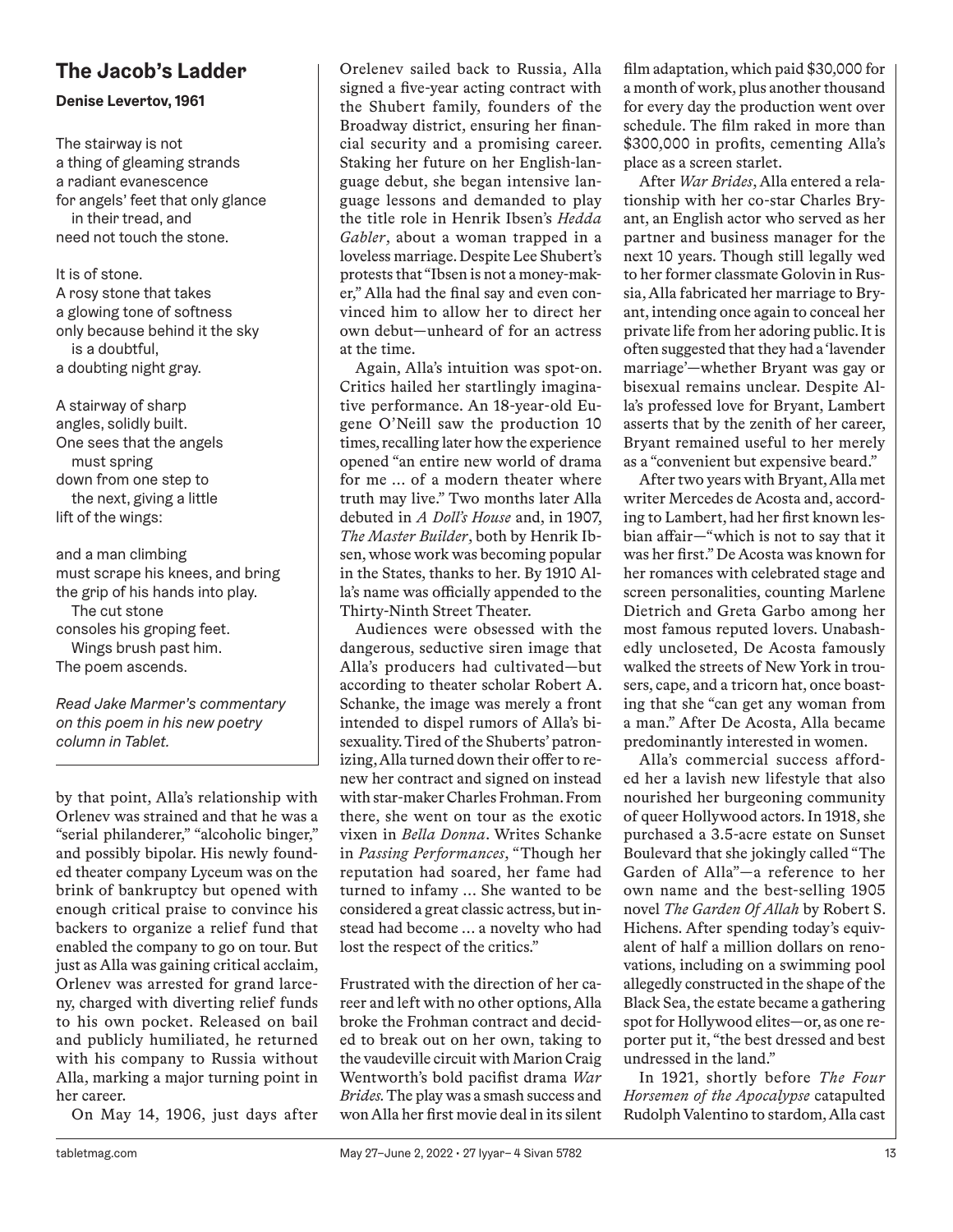## The Jacob's Ladder

**Denise Levertov, 1961**

The stairway is not
a thing of gleaming strands
a radiant evanescence
for angels' feet that only glance
in their tread, and
need not touch the stone.

It is of stone.
A rosy stone that takes
a glowing tone of softness
only because behind it the sky
is a doubtful,
a doubting night gray.

A stairway of sharp
angles, solidly built.
One sees that the angels
must spring
down from one step to
the next, giving a little
lift of the wings:

and a man climbing
must scrape his knees, and bring
the grip of his hands into play.
The cut stone
consoles his groping feet.
Wings brush past him.
The poem ascends.

*Read Jake Marmer's commentary on this poem in his new poetry column in Tablet.*

---

by that point, Alla's relationship with Orlenev was strained and that he was a "serial philanderer," "alcoholic binger," and possibly bipolar. His newly founded theater company Lyceum was on the brink of bankruptcy but opened with enough critical praise to convince his backers to organize a relief fund that enabled the company to go on tour. But just as Alla was gaining critical acclaim, Orlenev was arrested for grand larceny, charged with diverting relief funds to his own pocket. Released on bail and publicly humiliated, he returned with his company to Russia without Alla, marking a major turning point in her career.

On May 14, 1906, just days after Orelenev sailed back to Russia, Alla signed a five-year acting contract with the Shubert family, founders of the Broadway district, ensuring her financial security and a promising career. Staking her future on her English-language debut, she began intensive language lessons and demanded to play the title role in Henrik Ibsen's *Hedda Gabler*, about a woman trapped in a loveless marriage. Despite Lee Shubert's protests that "Ibsen is not a money-maker," Alla had the final say and even convinced him to allow her to direct her own debut—unheard of for an actress at the time.

Again, Alla's intuition was spot-on. Critics hailed her startlingly imaginative performance. An 18-year-old Eugene O'Neill saw the production 10 times, recalling later how the experience opened "an entire new world of drama for me … of a modern theater where truth may live." Two months later Alla debuted in *A Doll's House* and, in 1907, *The Master Builder*, both by Henrik Ibsen, whose work was becoming popular in the States, thanks to her. By 1910 Alla's name was officially appended to the Thirty-Ninth Street Theater.

Audiences were obsessed with the dangerous, seductive siren image that Alla's producers had cultivated—but according to theater scholar Robert A. Schanke, the image was merely a front intended to dispel rumors of Alla's bisexuality. Tired of the Shuberts' patronizing, Alla turned down their offer to renew her contract and signed on instead with star-maker Charles Frohman. From there, she went on tour as the exotic vixen in *Bella Donna*. Writes Schanke in *Passing Performances*, "Though her reputation had soared, her fame had turned to infamy … She wanted to be considered a great classic actress, but instead had become … a novelty who had lost the respect of the critics."

Frustrated with the direction of her career and left with no other options, Alla broke the Frohman contract and decided to break out on her own, taking to the vaudeville circuit with Marion Craig Wentworth's bold pacifist drama *War Brides*. The play was a smash success and won Alla her first movie deal in its silent film adaptation, which paid $30,000 for a month of work, plus another thousand for every day the production went over schedule. The film raked in more than $300,000 in profits, cementing Alla's place as a screen starlet.

After *War Brides*, Alla entered a relationship with her co-star Charles Bryant, an English actor who served as her partner and business manager for the next 10 years. Though still legally wed to her former classmate Golovin in Russia, Alla fabricated her marriage to Bryant, intending once again to conceal her private life from her adoring public. It is often suggested that they had a 'lavender marriage'—whether Bryant was gay or bisexual remains unclear. Despite Alla's professed love for Bryant, Lambert asserts that by the zenith of her career, Bryant remained useful to her merely as a "convenient but expensive beard."

After two years with Bryant, Alla met writer Mercedes de Acosta and, according to Lambert, had her first known lesbian affair—"which is not to say that it was her first." De Acosta was known for her romances with celebrated stage and screen personalities, counting Marlene Dietrich and Greta Garbo among her most famous reputed lovers. Unabashedly uncloseted, De Acosta famously walked the streets of New York in trousers, cape, and a tricorn hat, once boasting that she "can get any woman from a man." After De Acosta, Alla became predominantly interested in women.

Alla's commercial success afforded her a lavish new lifestyle that also nourished her burgeoning community of queer Hollywood actors. In 1918, she purchased a 3.5-acre estate on Sunset Boulevard that she jokingly called "The Garden of Alla"—a reference to her own name and the best-selling 1905 novel *The Garden Of Allah* by Robert S. Hichens. After spending today's equivalent of half a million dollars on renovations, including on a swimming pool allegedly constructed in the shape of the Black Sea, the estate became a gathering spot for Hollywood elites—or, as one reporter put it, "the best dressed and best undressed in the land."

In 1921, shortly before *The Four Horsemen of the Apocalypse* catapulted Rudolph Valentino to stardom, Alla cast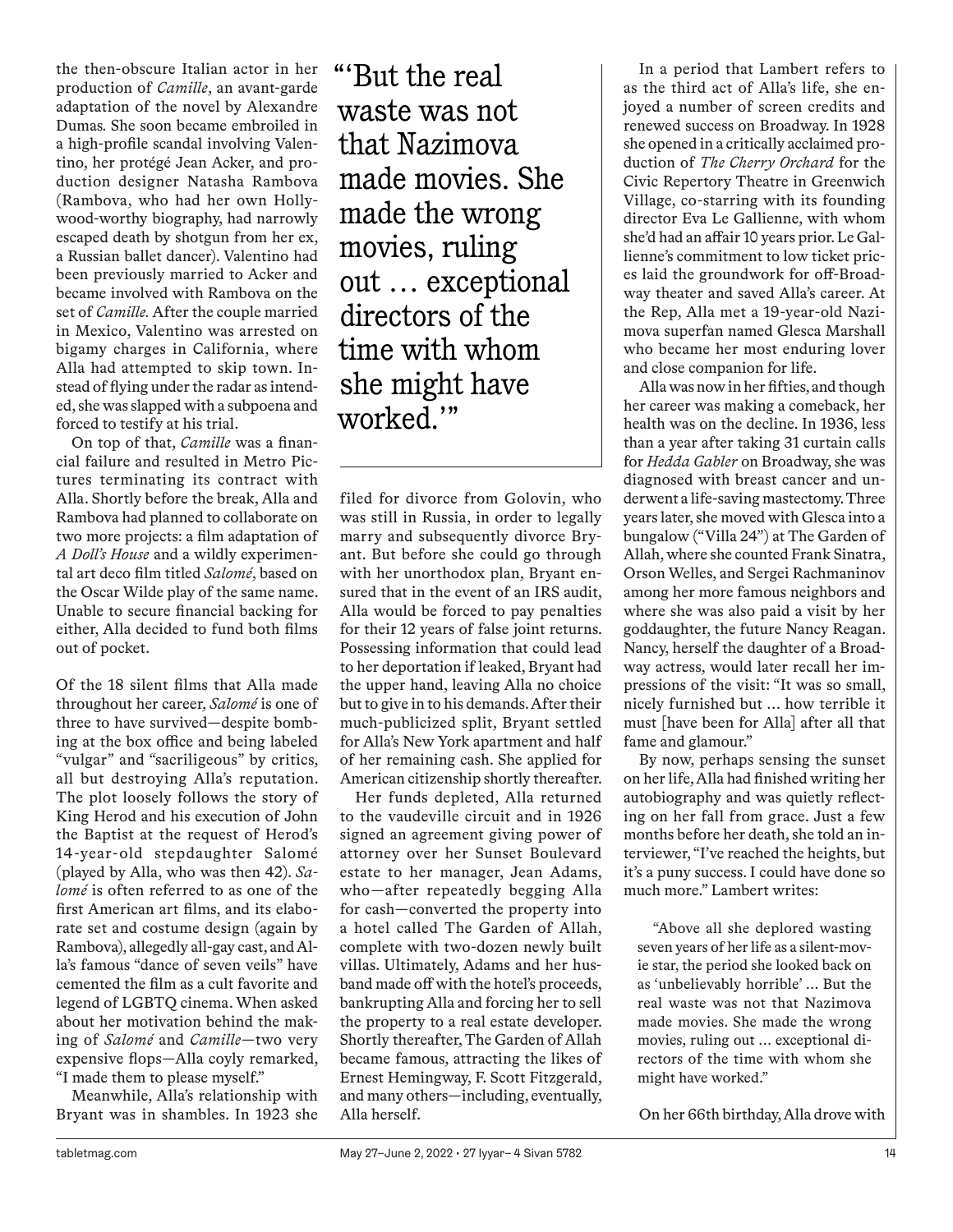the then-obscure Italian actor in her production of *Camille*, an avant-garde adaptation of the novel by Alexandre Dumas. She soon became embroiled in a high-profile scandal involving Valentino, her protégé Jean Acker, and production designer Natasha Rambova (Rambova, who had her own Hollywood-worthy biography, had narrowly escaped death by shotgun from her ex, a Russian ballet dancer). Valentino had been previously married to Acker and became involved with Rambova on the set of *Camille.* After the couple married in Mexico, Valentino was arrested on bigamy charges in California, where Alla had attempted to skip town. Instead of flying under the radar as intended, she was slapped with a subpoena and forced to testify at his trial.

On top of that, *Camille* was a financial failure and resulted in Metro Pictures terminating its contract with Alla. Shortly before the break, Alla and Rambova had planned to collaborate on two more projects: a film adaptation of *A Doll's House* and a wildly experimental art deco film titled *Salomé*, based on the Oscar Wilde play of the same name. Unable to secure financial backing for either, Alla decided to fund both films out of pocket.

> "'But the real waste was not that Nazimova made movies. She made the wrong movies, ruling out … exceptional directors of the time with whom she might have worked.'"

Of the 18 silent films that Alla made throughout her career, *Salomé* is one of three to have survived—despite bombing at the box office and being labeled "vulgar" and "sacrilegious" by critics, all but destroying Alla's reputation. The plot loosely follows the story of King Herod and his execution of John the Baptist at the request of Herod's 14-year-old stepdaughter Salomé (played by Alla, who was then 42). *Salomé* is often referred to as one of the first American art films, and its elaborate set and costume design (again by Rambova), allegedly all-gay cast, and Alla's famous "dance of seven veils" have cemented the film as a cult favorite and legend of LGBTQ cinema. When asked about her motivation behind the making of *Salomé* and *Camille*—two very expensive flops—Alla coyly remarked, "I made them to please myself."

Meanwhile, Alla's relationship with Bryant was in shambles. In 1923 she filed for divorce from Golovin, who was still in Russia, in order to legally marry and subsequently divorce Bryant. But before she could go through with her unorthodox plan, Bryant ensured that in the event of an IRS audit, Alla would be forced to pay penalties for their 12 years of false joint returns. Possessing information that could lead to her deportation if leaked, Bryant had the upper hand, leaving Alla no choice but to give in to his demands. After their much-publicized split, Bryant settled for Alla's New York apartment and half of her remaining cash. She applied for American citizenship shortly thereafter.

Her funds depleted, Alla returned to the vaudeville circuit and in 1926 signed an agreement giving power of attorney over her Sunset Boulevard estate to her manager, Jean Adams, who—after repeatedly begging Alla for cash—converted the property into a hotel called The Garden of Allah, complete with two-dozen newly built villas. Ultimately, Adams and her husband made off with the hotel's proceeds, bankrupting Alla and forcing her to sell the property to a real estate developer. Shortly thereafter, The Garden of Allah became famous, attracting the likes of Ernest Hemingway, F. Scott Fitzgerald, and many others—including, eventually, Alla herself.

In a period that Lambert refers to as the third act of Alla's life, she enjoyed a number of screen credits and renewed success on Broadway. In 1928 she opened in a critically acclaimed production of *The Cherry Orchard* for the Civic Repertory Theatre in Greenwich Village, co-starring with its founding director Eva Le Gallienne, with whom she'd had an affair 10 years prior. Le Gallienne's commitment to low ticket prices laid the groundwork for off-Broadway theater and saved Alla's career. At the Rep, Alla met a 19-year-old Nazimova superfan named Glesca Marshall who became her most enduring lover and close companion for life.

Alla was now in her fifties, and though her career was making a comeback, her health was on the decline. In 1936, less than a year after taking 31 curtain calls for *Hedda Gabler* on Broadway, she was diagnosed with breast cancer and underwent a life-saving mastectomy. Three years later, she moved with Glesca into a bungalow ("Villa 24") at The Garden of Allah, where she counted Frank Sinatra, Orson Welles, and Sergei Rachmaninov among her more famous neighbors and where she was also paid a visit by her goddaughter, the future Nancy Reagan. Nancy, herself the daughter of a Broadway actress, would later recall her impressions of the visit: "It was so small, nicely furnished but … how terrible it must [have been for Alla] after all that fame and glamour."

By now, perhaps sensing the sunset on her life, Alla had finished writing her autobiography and was quietly reflecting on her fall from grace. Just a few months before her death, she told an interviewer, "I've reached the heights, but it's a puny success. I could have done so much more." Lambert writes:

> "Above all she deplored wasting seven years of her life as a silent-movie star, the period she looked back on as 'unbelievably horrible' … But the real waste was not that Nazimova made movies. She made the wrong movies, ruling out … exceptional directors of the time with whom she might have worked."

On her 66th birthday, Alla drove with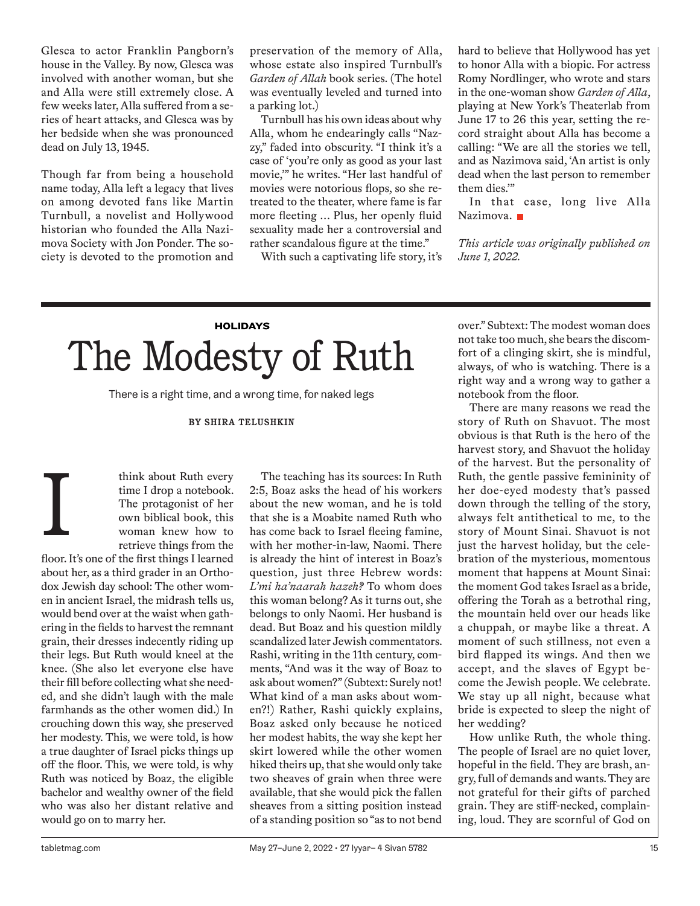Glesca to actor Franklin Pangborn's house in the Valley. By now, Glesca was involved with another woman, but she and Alla were still extremely close. A few weeks later, Alla suffered from a series of heart attacks, and Glesca was by her bedside when she was pronounced dead on July 13, 1945.

Though far from being a household name today, Alla left a legacy that lives on among devoted fans like Martin Turnbull, a novelist and Hollywood historian who founded the Alla Nazimova Society with Jon Ponder. The society is devoted to the promotion and preservation of the memory of Alla, whose estate also inspired Turnbull's *Garden of Allah* book series. (The hotel was eventually leveled and turned into a parking lot.)

Turnbull has his own ideas about why Alla, whom he endearingly calls "Nazzy," faded into obscurity. "I think it's a case of 'you're only as good as your last movie,'" he writes. "Her last handful of movies were notorious flops, so she retreated to the theater, where fame is far more fleeting ... Plus, her openly fluid sexuality made her a controversial and rather scandalous figure at the time."

With such a captivating life story, it's hard to believe that Hollywood has yet to honor Alla with a biopic. For actress Romy Nordlinger, who wrote and stars in the one-woman show *Garden of Alla*, playing at New York's Theaterlab from June 17 to 26 this year, setting the record straight about Alla has become a calling: "We are all the stories we tell, and as Nazimova said, 'An artist is only dead when the last person to remember them dies.'"

In that case, long live Alla Nazimova. ■

*This article was originally published on June 1, 2022.*

---

**HOLIDAYS**

# The Modesty of Ruth

There is a right time, and a wrong time, for naked legs

**BY SHIRA TELUSHKIN**

I think about Ruth every time I drop a notebook. The protagonist of her own biblical book, this woman knew how to retrieve things from the floor. It's one of the first things I learned about her, as a third grader in an Orthodox Jewish day school: The other women in ancient Israel, the midrash tells us, would bend over at the waist when gathering in the fields to harvest the remnant grain, their dresses indecently riding up their legs. But Ruth would kneel at the knee. (She also let everyone else have their fill before collecting what she needed, and she didn't laugh with the male farmhands as the other women did.) In crouching down this way, she preserved her modesty. This, we were told, is how a true daughter of Israel picks things up off the floor. This, we were told, is why Ruth was noticed by Boaz, the eligible bachelor and wealthy owner of the field who was also her distant relative and would go on to marry her.

The teaching has its sources: In Ruth 2:5, Boaz asks the head of his workers about the new woman, and he is told that she is a Moabite named Ruth who has come back to Israel fleeing famine, with her mother-in-law, Naomi. There is already the hint of interest in Boaz's question, just three Hebrew words: *L'mi ha'naarah hazeh?* To whom does this woman belong? As it turns out, she belongs to only Naomi. Her husband is dead. But Boaz and his question mildly scandalized later Jewish commentators. Rashi, writing in the 11th century, comments, "And was it the way of Boaz to ask about women?" (Subtext: Surely not! What kind of a man asks about women?!) Rather, Rashi quickly explains, Boaz asked only because he noticed her modest habits, the way she kept her skirt lowered while the other women hiked theirs up, that she would only take two sheaves of grain when three were available, that she would pick the fallen sheaves from a sitting position instead of a standing position so "as to not bend over." Subtext: The modest woman does not take too much, she bears the discomfort of a clinging skirt, she is mindful, always, of who is watching. There is a right way and a wrong way to gather a notebook from the floor.

There are many reasons we read the story of Ruth on Shavuot. The most obvious is that Ruth is the hero of the harvest story, and Shavuot the holiday of the harvest. But the personality of Ruth, the gentle passive femininity of her doe-eyed modesty that's passed down through the telling of the story, always felt antithetical to me, to the story of Mount Sinai. Shavuot is not just the harvest holiday, but the celebration of the mysterious, momentous moment that happens at Mount Sinai: the moment God takes Israel as a bride, offering the Torah as a betrothal ring, the mountain held over our heads like a chuppah, or maybe like a threat. A moment of such stillness, not even a bird flapped its wings. And then we accept, and the slaves of Egypt become the Jewish people. We celebrate. We stay up all night, because what bride is expected to sleep the night of her wedding?

How unlike Ruth, the whole thing. The people of Israel are no quiet lover, hopeful in the field. They are brash, angry, full of demands and wants. They are not grateful for their gifts of parched grain. They are stiff-necked, complaining, loud. They are scornful of God on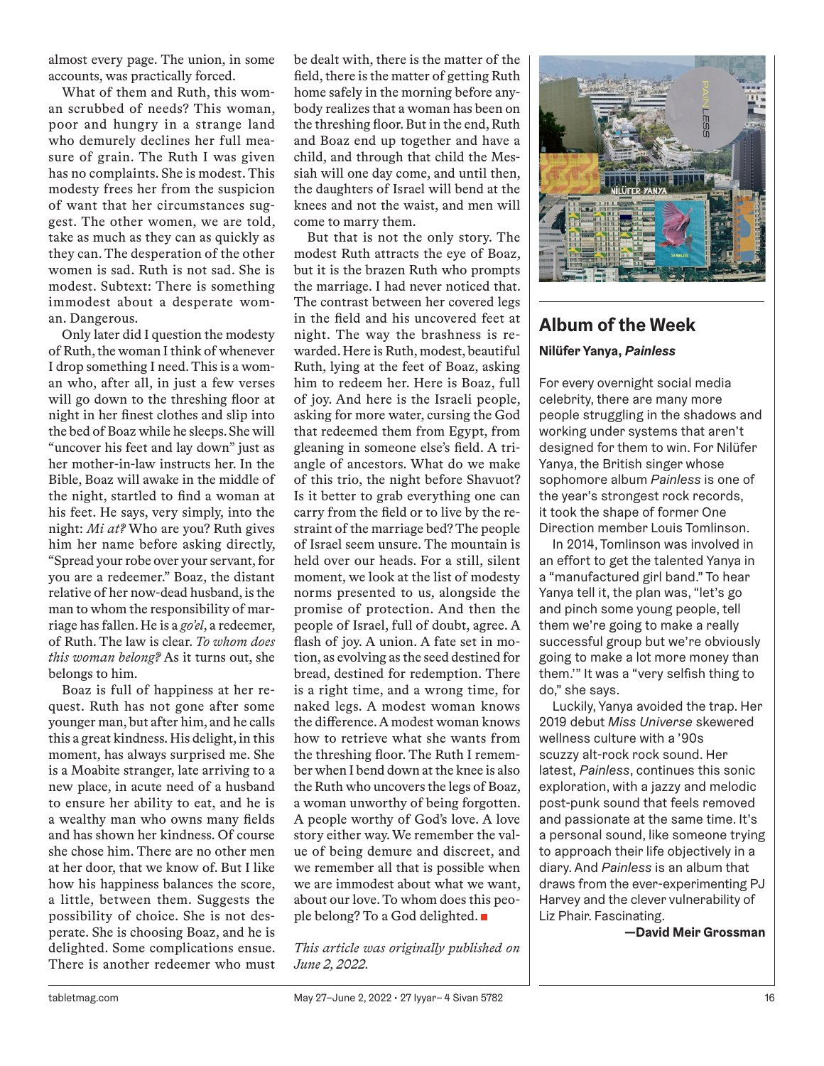almost every page. The union, in some accounts, was practically forced.

What of them and Ruth, this woman scrubbed of needs? This woman, poor and hungry in a strange land who demurely declines her full measure of grain. The Ruth I was given has no complaints. She is modest. This modesty frees her from the suspicion of want that her circumstances suggest. The other women, we are told, take as much as they can as quickly as they can. The desperation of the other women is sad. Ruth is not sad. She is modest. Subtext: There is something immodest about a desperate woman. Dangerous.

Only later did I question the modesty of Ruth, the woman I think of whenever I drop something I need. This is a woman who, after all, in just a few verses will go down to the threshing floor at night in her finest clothes and slip into the bed of Boaz while he sleeps. She will "uncover his feet and lay down" just as her mother-in-law instructs her. In the Bible, Boaz will awake in the middle of the night, startled to find a woman at his feet. He says, very simply, into the night: *Mi at?* Who are you? Ruth gives him her name before asking directly, "Spread your robe over your servant, for you are a redeemer." Boaz, the distant relative of her now-dead husband, is the man to whom the responsibility of marriage has fallen. He is a *go'el*, a redeemer, of Ruth. The law is clear. *To whom does this woman belong?* As it turns out, she belongs to him.

Boaz is full of happiness at her request. Ruth has not gone after some younger man, but after him, and he calls this a great kindness. His delight, in this moment, has always surprised me. She is a Moabite stranger, late arriving to a new place, in acute need of a husband to ensure her ability to eat, and he is a wealthy man who owns many fields and has shown her kindness. Of course she chose him. There are no other men at her door, that we know of. But I like how his happiness balances the score, a little, between them. Suggests the possibility of choice. She is not desperate. She is choosing Boaz, and he is delighted. Some complications ensue. There is another redeemer who must be dealt with, there is the matter of the field, there is the matter of getting Ruth home safely in the morning before anybody realizes that a woman has been on the threshing floor. But in the end, Ruth and Boaz end up together and have a child, and through that child the Messiah will one day come, and until then, the daughters of Israel will bend at the knees and not the waist, and men will come to marry them.

But that is not the only story. The modest Ruth attracts the eye of Boaz, but it is the brazen Ruth who prompts the marriage. I had never noticed that. The contrast between her covered legs in the field and his uncovered feet at night. The way the brashness is rewarded. Here is Ruth, modest, beautiful Ruth, lying at the feet of Boaz, asking him to redeem her. Here is Boaz, full of joy. And here is the Israeli people, asking for more water, cursing the God that redeemed them from Egypt, from gleaning in someone else's field. A triangle of ancestors. What do we make of this trio, the night before Shavuot? Is it better to grab everything one can carry from the field or to live by the restraint of the marriage bed? The people of Israel seem unsure. The mountain is held over our heads. For a still, silent moment, we look at the list of modesty norms presented to us, alongside the promise of protection. And then the people of Israel, full of doubt, agree. A flash of joy. A union. A fate set in motion, as evolving as the seed destined for bread, destined for redemption. There is a right time, and a wrong time, for naked legs. A modest woman knows the difference. A modest woman knows how to retrieve what she wants from the threshing floor. The Ruth I remember when I bend down at the knee is also the Ruth who uncovers the legs of Boaz, a woman unworthy of being forgotten. A people worthy of God's love. A love story either way. We remember the value of being demure and discreet, and we remember all that is possible when we are immodest about what we want, about our love. To whom does this people belong? To a God delighted. ■

*This article was originally published on June 2, 2022.*

## Album of the Week

**Nilüfer Yanya, *Painless***

For every overnight social media celebrity, there are many more people struggling in the shadows and working under systems that aren't designed for them to win. For Nilüfer Yanya, the British singer whose sophomore album *Painless* is one of the year's strongest rock records, it took the shape of former One Direction member Louis Tomlinson.

In 2014, Tomlinson was involved in an effort to get the talented Yanya in a "manufactured girl band." To hear Yanya tell it, the plan was, "let's go and pinch some young people, tell them we're going to make a really successful group but we're obviously going to make a lot more money than them.'" It was a "very selfish thing to do," she says.

Luckily, Yanya avoided the trap. Her 2019 debut *Miss Universe* skewered wellness culture with a '90s scuzzy alt-rock rock sound. Her latest, *Painless*, continues this sonic exploration, with a jazzy and melodic post-punk sound that feels removed and passionate at the same time. It's a personal sound, like someone trying to approach their life objectively in a diary. And *Painless* is an album that draws from the ever-experimenting PJ Harvey and the clever vulnerability of Liz Phair. Fascinating.

**—David Meir Grossman**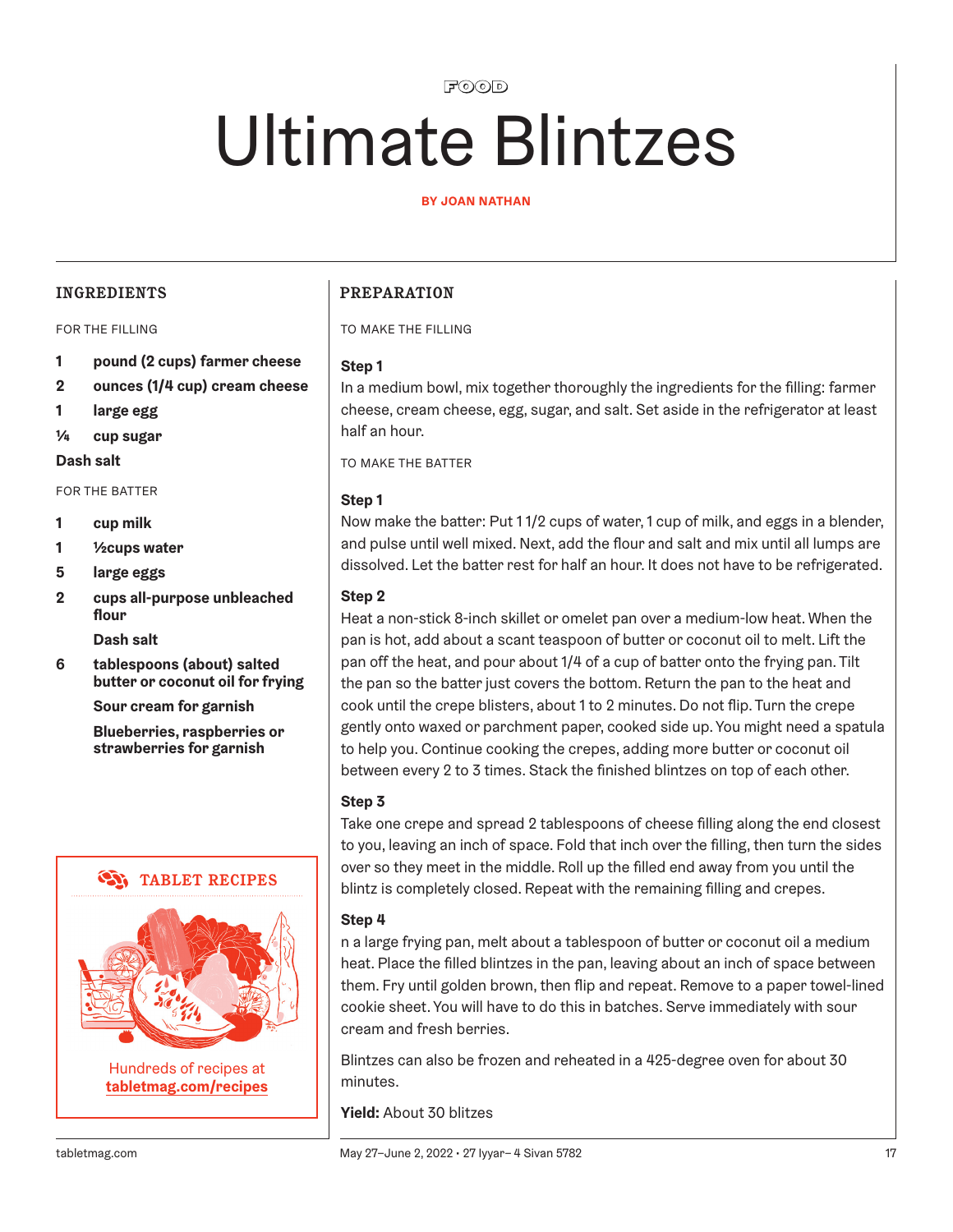FOOD

# Ultimate Blintzes

**BY JOAN NATHAN**

## INGREDIENTS

FOR THE FILLING

- **1 pound (2 cups) farmer cheese**
- **2 ounces (1/4 cup) cream cheese**
- **1 large egg**
- **¼ cup sugar**
- **Dash salt**

FOR THE BATTER

- **1 cup milk**
- **1 ½cups water**
- **5 large eggs**
- **2 cups all-purpose unbleached flour**
- **Dash salt**
- **6 tablespoons (about) salted butter or coconut oil for frying**
- **Sour cream for garnish**
- **Blueberries, raspberries or strawberries for garnish**

TABLET RECIPES

Hundreds of recipes at **tabletmag.com/recipes**

## PREPARATION

TO MAKE THE FILLING

**Step 1**

In a medium bowl, mix together thoroughly the ingredients for the filling: farmer cheese, cream cheese, egg, sugar, and salt. Set aside in the refrigerator at least half an hour.

TO MAKE THE BATTER

**Step 1**

Now make the batter: Put 1 1/2 cups of water, 1 cup of milk, and eggs in a blender, and pulse until well mixed. Next, add the flour and salt and mix until all lumps are dissolved. Let the batter rest for half an hour. It does not have to be refrigerated.

**Step 2**

Heat a non-stick 8-inch skillet or omelet pan over a medium-low heat. When the pan is hot, add about a scant teaspoon of butter or coconut oil to melt. Lift the pan off the heat, and pour about 1/4 of a cup of batter onto the frying pan. Tilt the pan so the batter just covers the bottom. Return the pan to the heat and cook until the crepe blisters, about 1 to 2 minutes. Do not flip. Turn the crepe gently onto waxed or parchment paper, cooked side up. You might need a spatula to help you. Continue cooking the crepes, adding more butter or coconut oil between every 2 to 3 times. Stack the finished blintzes on top of each other.

**Step 3**

Take one crepe and spread 2 tablespoons of cheese filling along the end closest to you, leaving an inch of space. Fold that inch over the filling, then turn the sides over so they meet in the middle. Roll up the filled end away from you until the blintz is completely closed. Repeat with the remaining filling and crepes.

**Step 4**

n a large frying pan, melt about a tablespoon of butter or coconut oil a medium heat. Place the filled blintzes in the pan, leaving about an inch of space between them. Fry until golden brown, then flip and repeat. Remove to a paper towel-lined cookie sheet. You will have to do this in batches. Serve immediately with sour cream and fresh berries.

Blintzes can also be frozen and reheated in a 425-degree oven for about 30 minutes.

**Yield:** About 30 blitzes